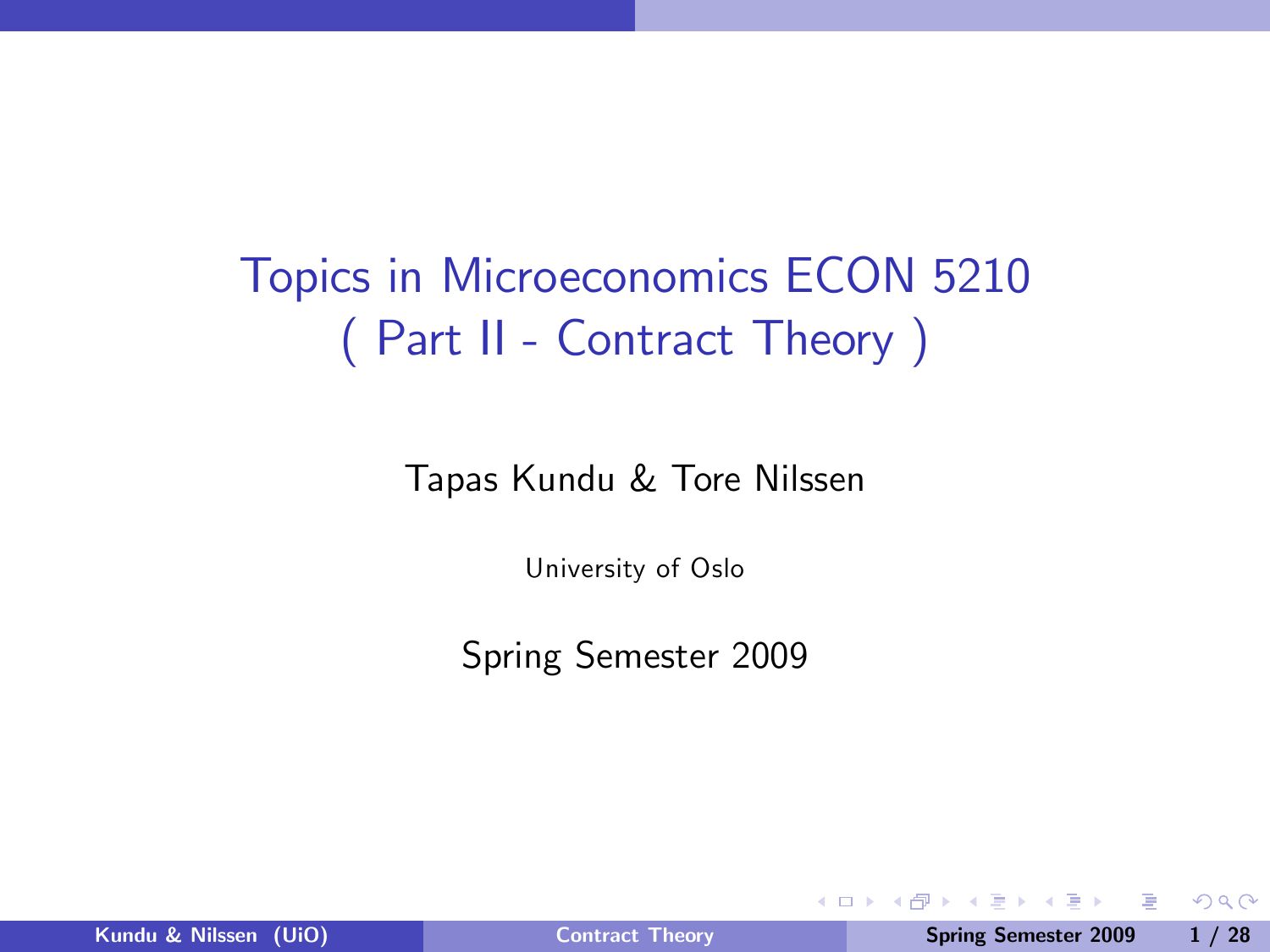# Topics in Microeconomics ECON 5210
# ( Part II - Contract Theory )

Tapas Kundu & Tore Nilssen

University of Oslo

Spring Semester 2009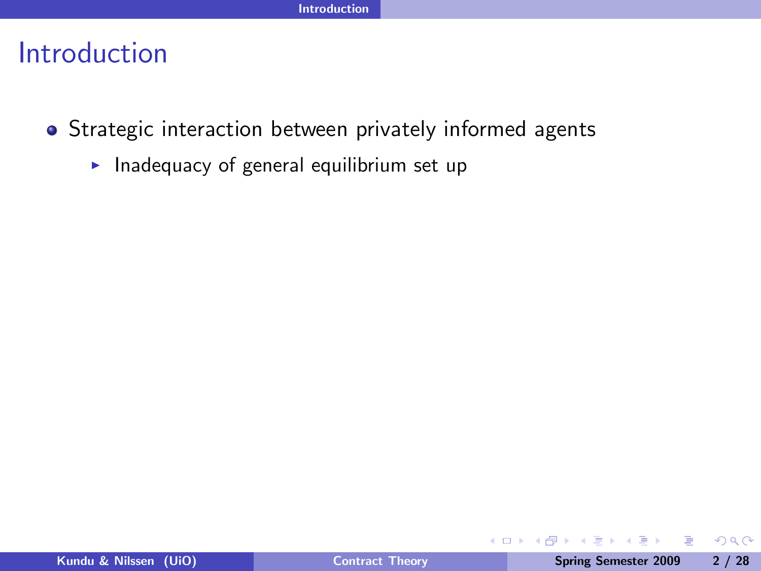# Introduction

- Strategic interaction between privately informed agents
  - Inadequacy of general equilibrium set up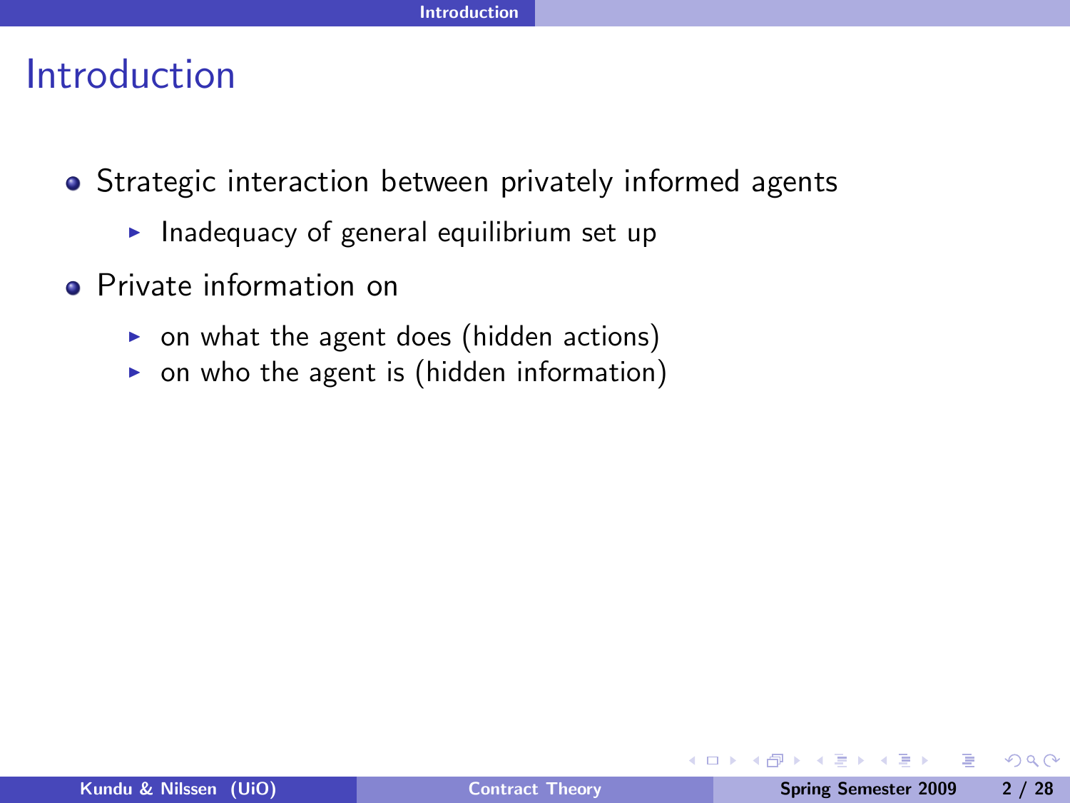# Introduction

- Strategic interaction between privately informed agents
  - Inadequacy of general equilibrium set up
- Private information on
  - on what the agent does (hidden actions)
  - on who the agent is (hidden information)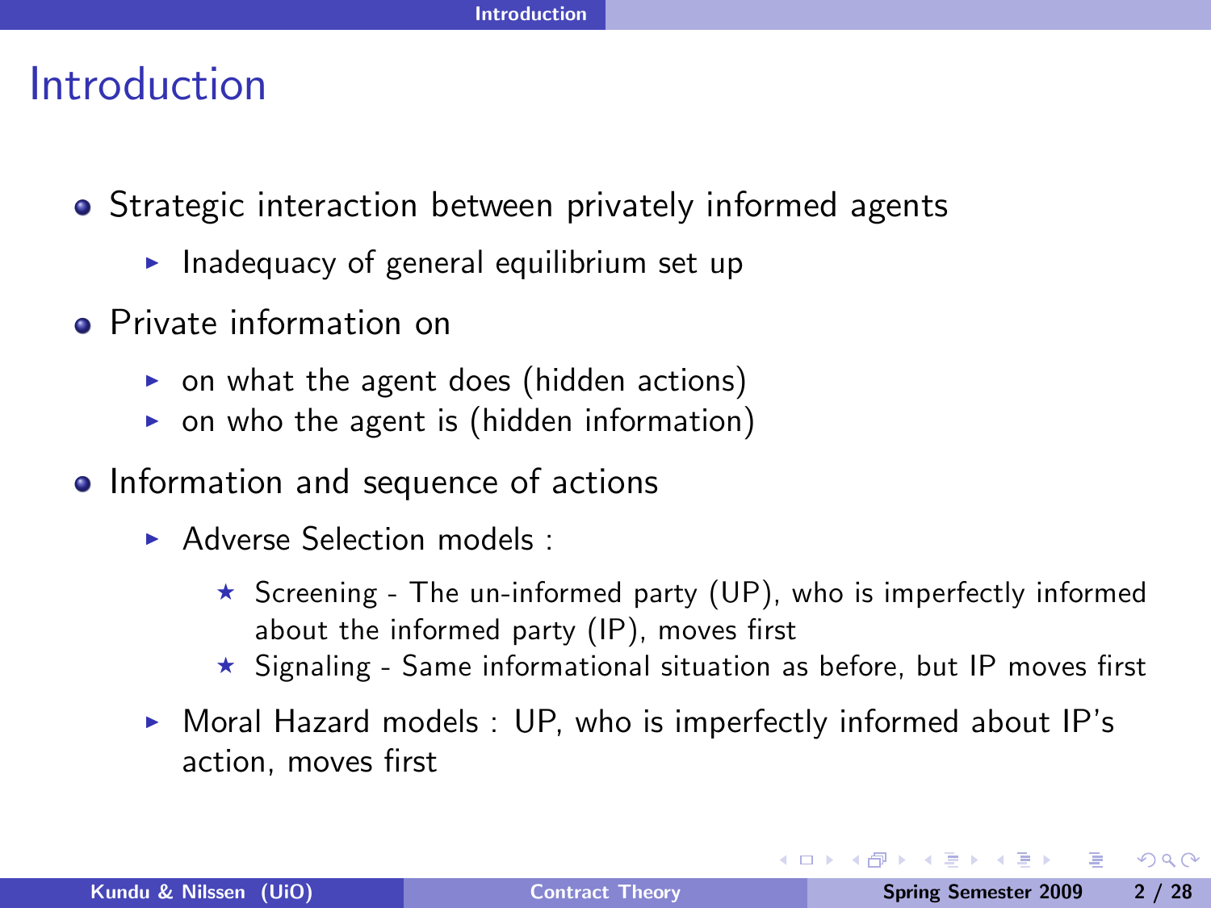# Introduction

- Strategic interaction between privately informed agents
  - Inadequacy of general equilibrium set up
- Private information on
  - on what the agent does (hidden actions)
  - on who the agent is (hidden information)
- Information and sequence of actions
  - Adverse Selection models :
    - Screening - The un-informed party (UP), who is imperfectly informed about the informed party (IP), moves first
    - Signaling - Same informational situation as before, but IP moves first
  - Moral Hazard models : UP, who is imperfectly informed about IP's action, moves first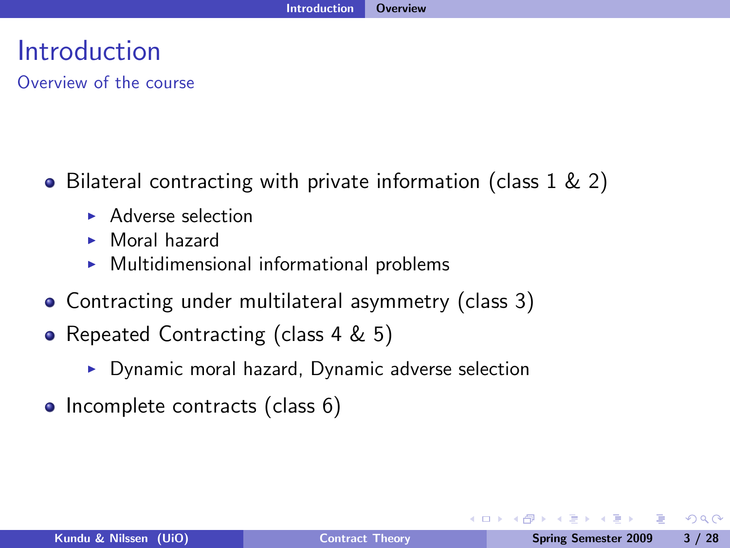# Introduction

## Overview of the course

- Bilateral contracting with private information (class 1 & 2)
  - Adverse selection
  - Moral hazard
  - Multidimensional informational problems
- Contracting under multilateral asymmetry (class 3)
- Repeated Contracting (class 4 & 5)
  - Dynamic moral hazard, Dynamic adverse selection
- Incomplete contracts (class 6)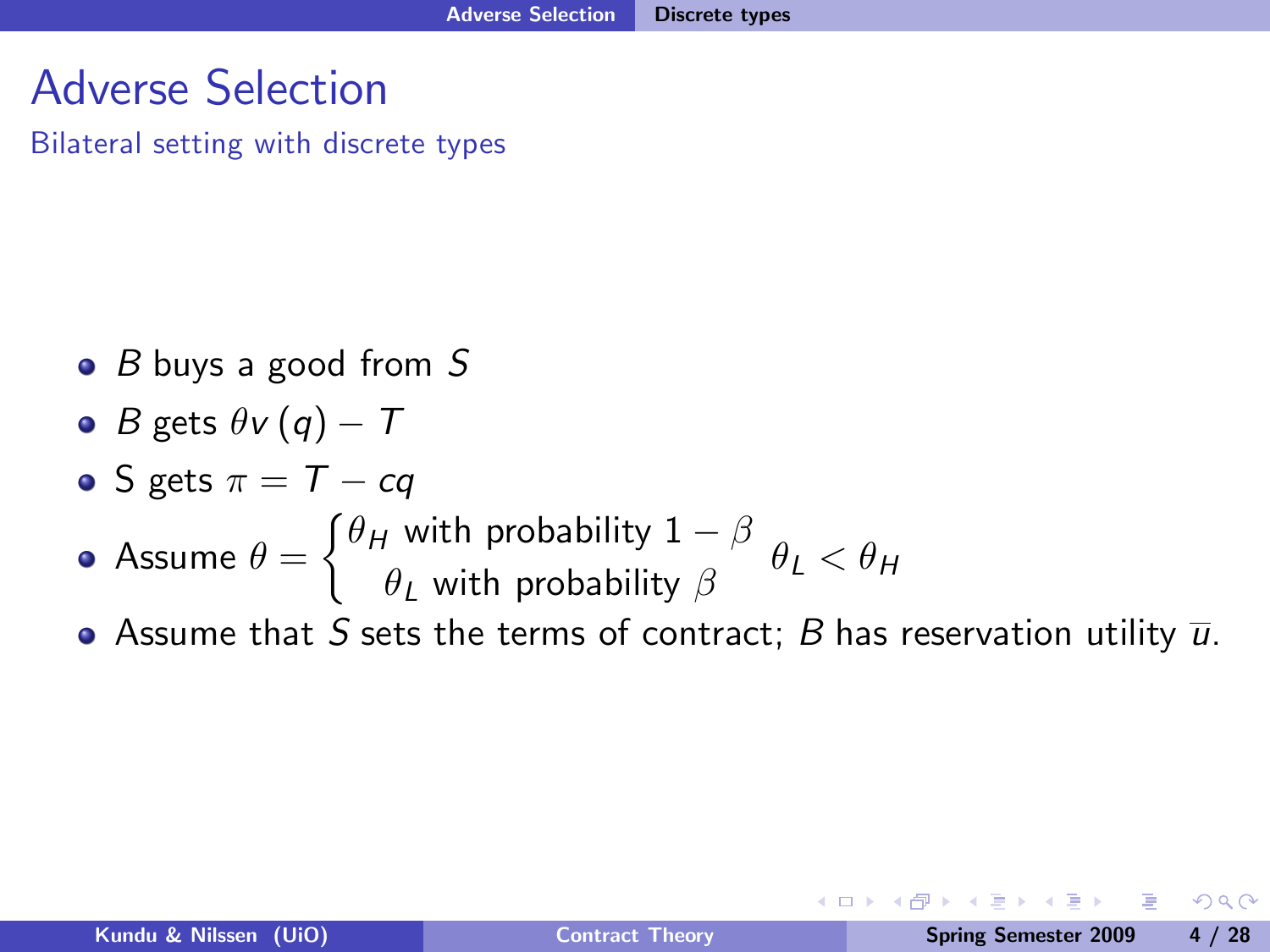# Adverse Selection

## Bilateral setting with discrete types

- $B$ buys a good from $S$
- $B$ gets $\theta v(q) - T$
- S gets $\pi = T - cq$
- Assume $\theta = \begin{cases} \theta_H \text{ with probability } 1 - \beta \\ \theta_L \text{ with probability } \beta \end{cases}$ $\theta_L < \theta_H$
- Assume that $S$ sets the terms of contract; $B$ has reservation utility $\overline{u}$.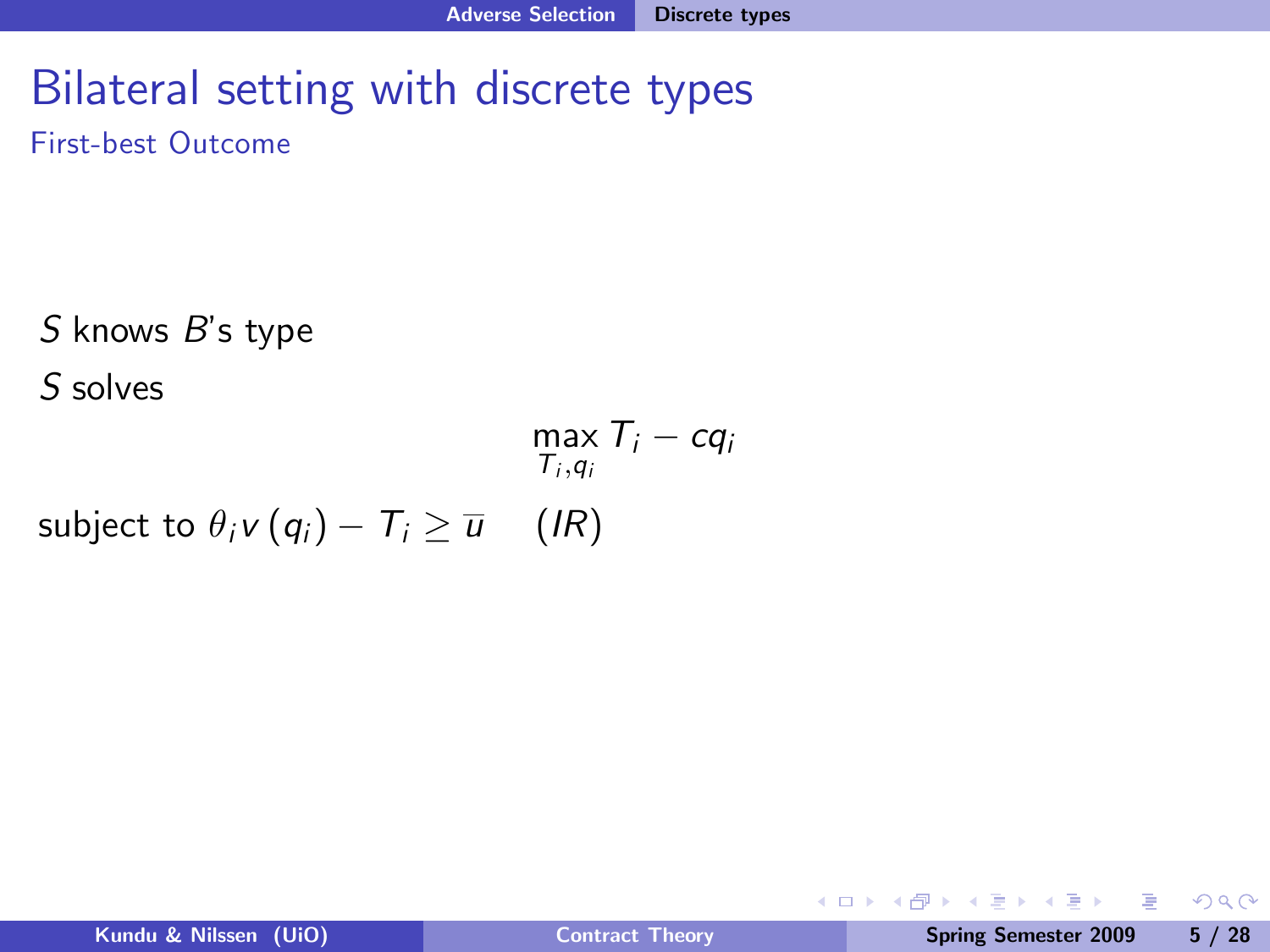# Bilateral setting with discrete types

## First-best Outcome

$S$ knows $B$'s type

$S$ solves

$$\max_{T_i, q_i} T_i - cq_i$$

subject to $\theta_i v(q_i) - T_i \geq \overline{u} \quad (IR)$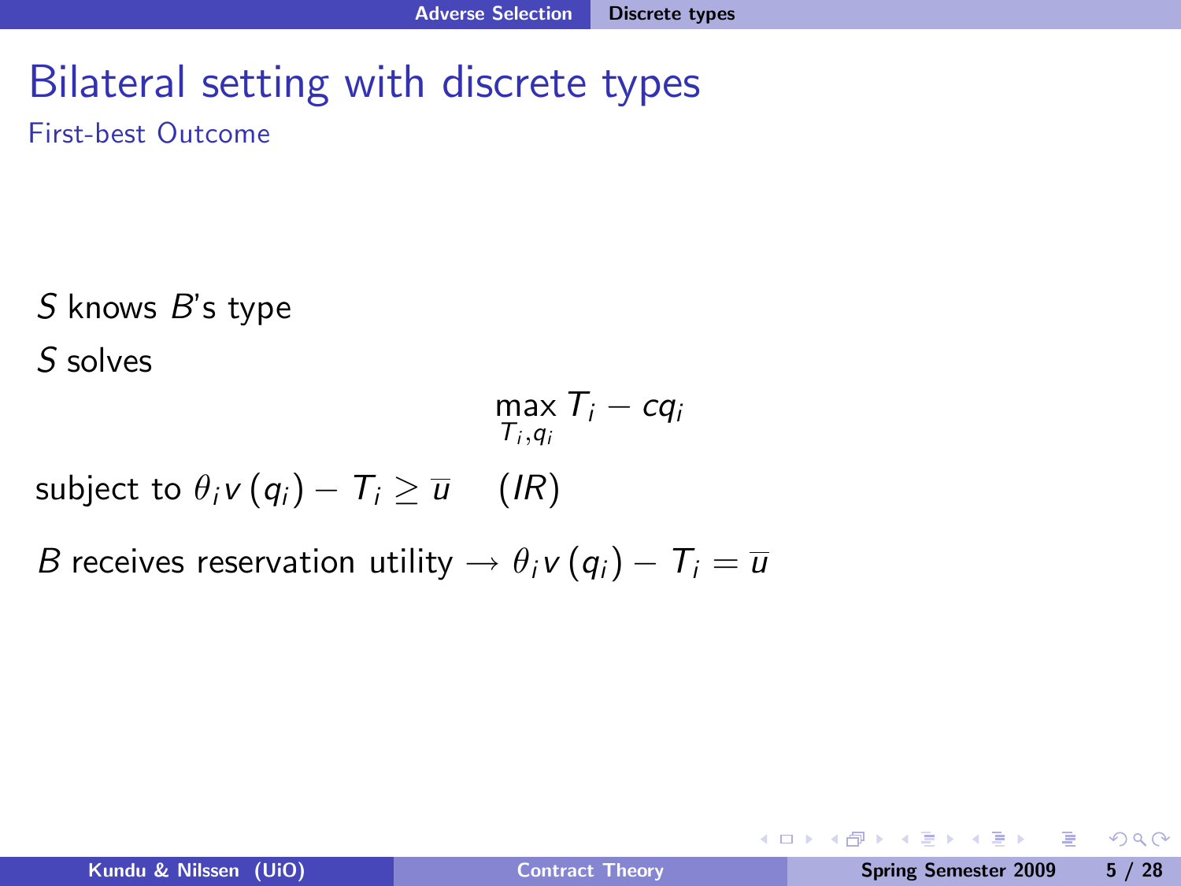# Bilateral setting with discrete types

## First-best Outcome

$S$ knows $B$'s type

$S$ solves

$$\max_{T_i, q_i} T_i - cq_i$$

subject to $\theta_i v(q_i) - T_i \geq \overline{u} \quad (IR)$

$B$ receives reservation utility $\rightarrow \theta_i v(q_i) - T_i = \overline{u}$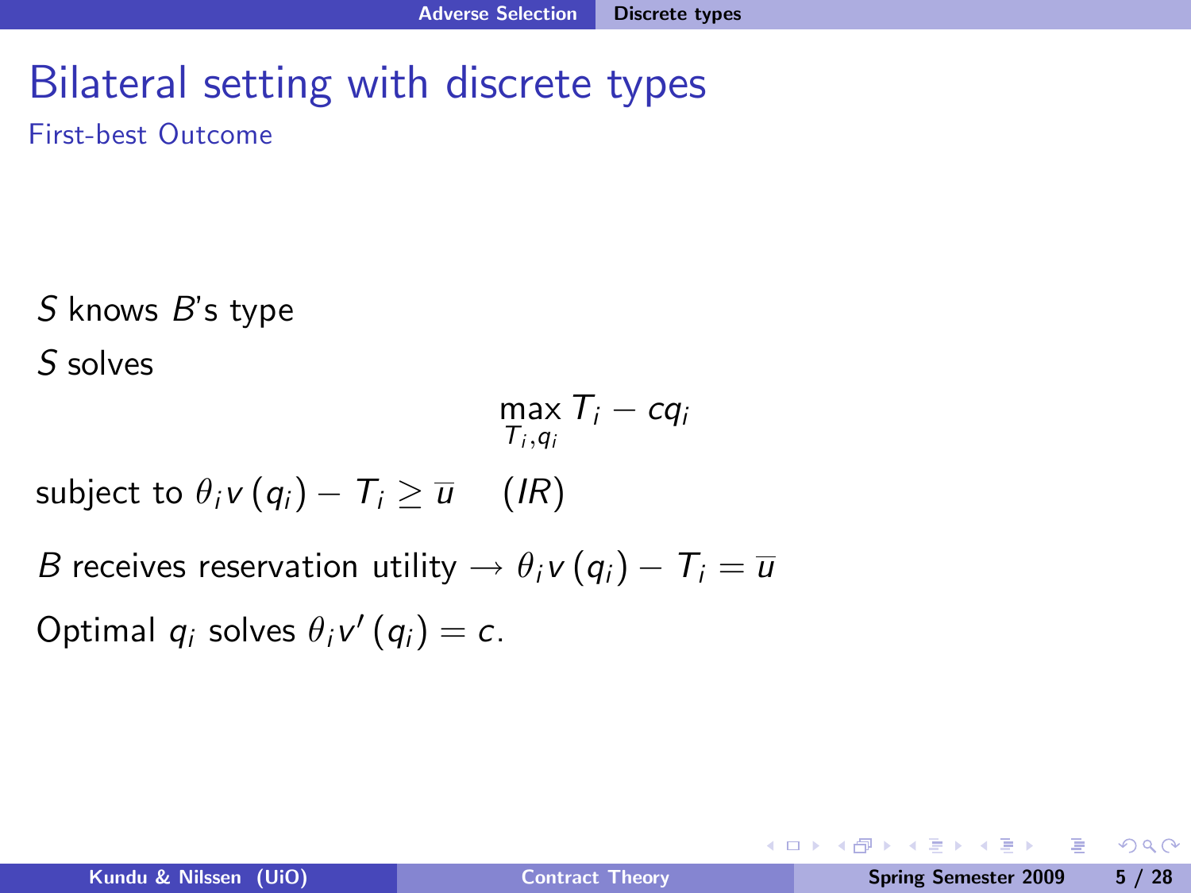# Bilateral setting with discrete types

## First-best Outcome

$S$ knows $B$'s type

$S$ solves

$$\max_{T_i, q_i} T_i - cq_i$$

subject to $\theta_i v(q_i) - T_i \geq \overline{u} \quad (IR)$

$B$ receives reservation utility $\rightarrow \theta_i v(q_i) - T_i = \overline{u}$

Optimal $q_i$ solves $\theta_i v'(q_i) = c$.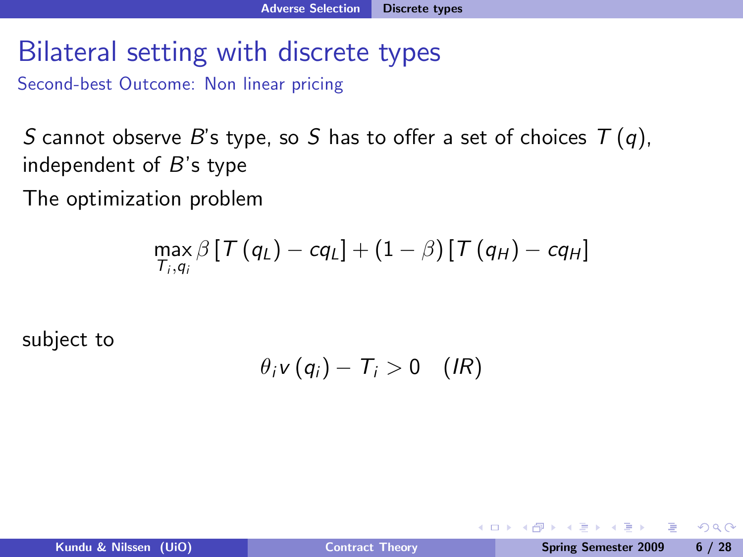# Bilateral setting with discrete types

## Second-best Outcome: Non linear pricing

$S$ cannot observe $B$'s type, so $S$ has to offer a set of choices $T(q)$, independent of $B$'s type

The optimization problem

$$\max_{T_i, q_i} \beta \left[ T(q_L) - cq_L \right] + (1 - \beta) \left[ T(q_H) - cq_H \right]$$

subject to

$$\theta_i v(q_i) - T_i > 0 \quad (IR)$$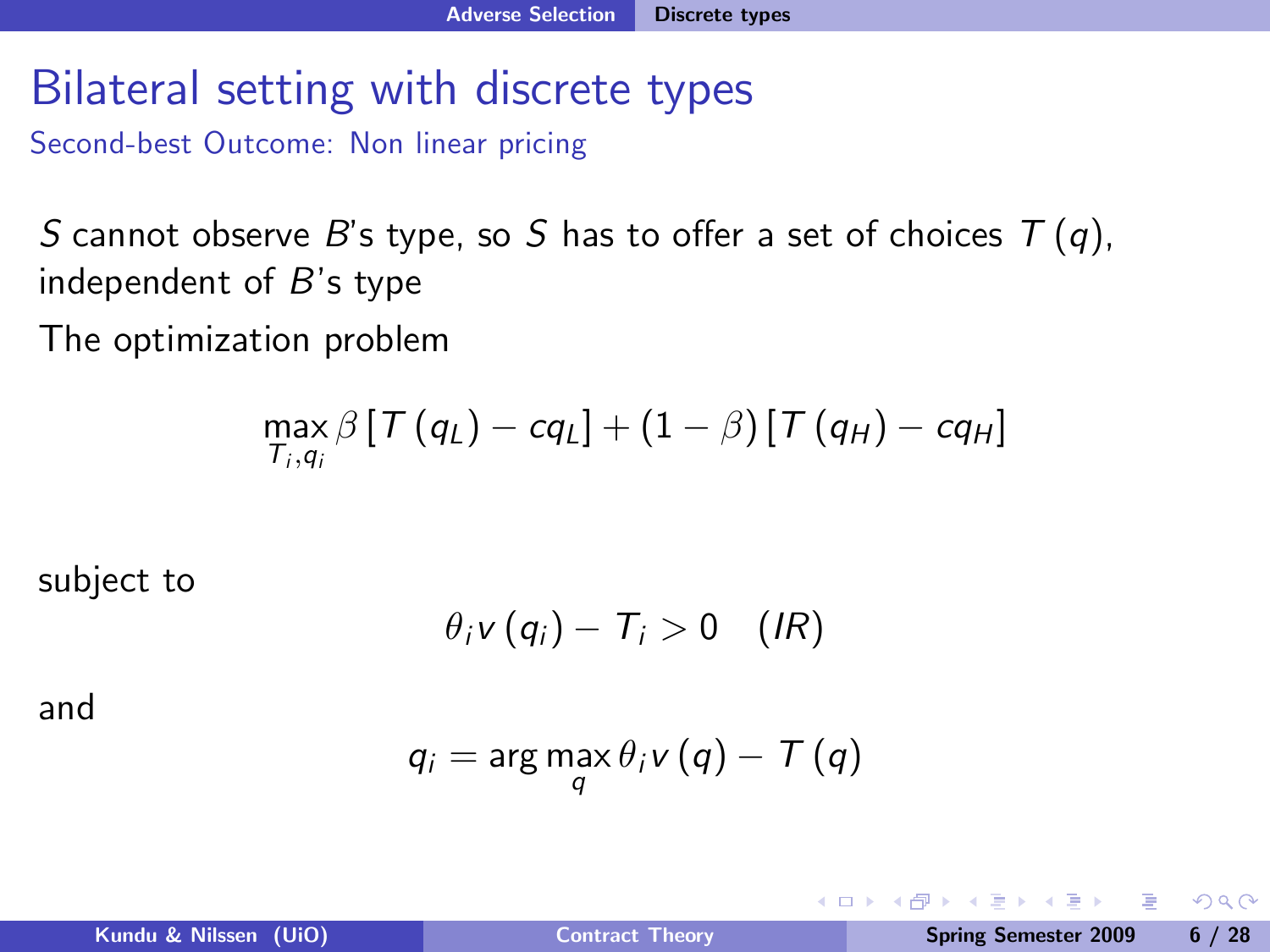# Bilateral setting with discrete types

## Second-best Outcome: Non linear pricing

$S$ cannot observe $B$'s type, so $S$ has to offer a set of choices $T(q)$, independent of $B$'s type

The optimization problem

$$\max_{T_i, q_i} \beta \left[ T(q_L) - cq_L \right] + (1 - \beta) \left[ T(q_H) - cq_H \right]$$

subject to

$$\theta_i v(q_i) - T_i > 0 \quad (IR)$$

and

$$q_i = \arg\max_q \theta_i v(q) - T(q)$$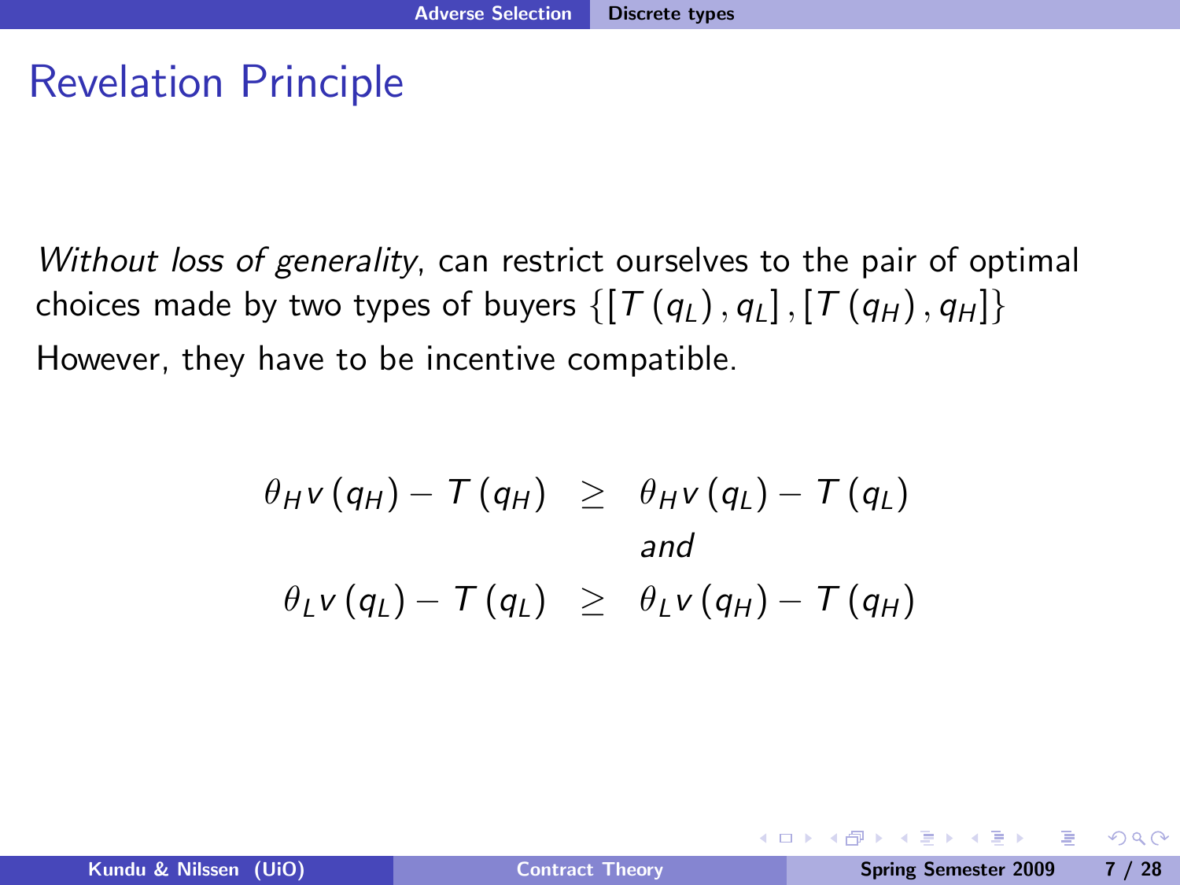# Revelation Principle

*Without loss of generality*, can restrict ourselves to the pair of optimal choices made by two types of buyers $\{[T(q_L), q_L], [T(q_H), q_H]\}$

However, they have to be incentive compatible.

$$\theta_H v(q_H) - T(q_H) \geq \theta_H v(q_L) - T(q_L)$$

*and*

$$\theta_L v(q_L) - T(q_L) \geq \theta_L v(q_H) - T(q_H)$$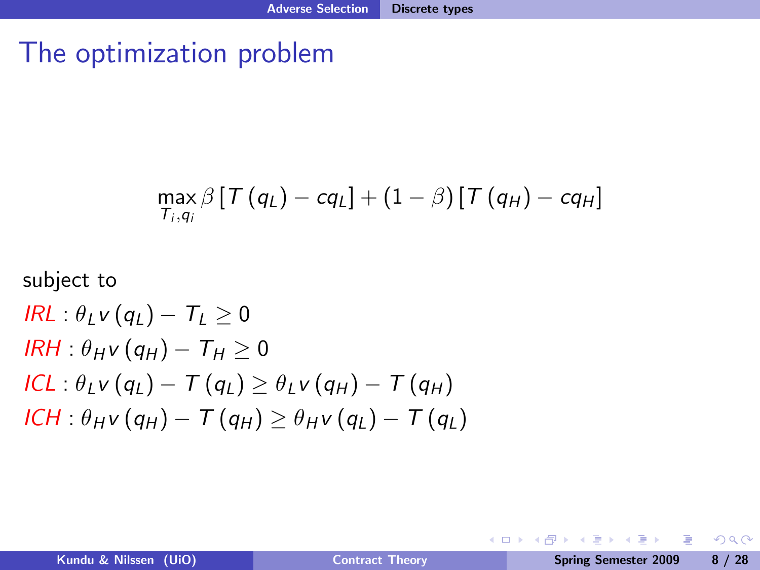# The optimization problem

$$\max_{T_i, q_i} \beta \left[ T\left(q_L\right) - cq_L \right] + (1-\beta) \left[ T\left(q_H\right) - cq_H \right]$$

subject to

$IRL : \theta_L v\left(q_L\right) - T_L \geq 0$

$IRH : \theta_H v\left(q_H\right) - T_H \geq 0$

$ICL : \theta_L v\left(q_L\right) - T\left(q_L\right) \geq \theta_L v\left(q_H\right) - T\left(q_H\right)$

$ICH : \theta_H v\left(q_H\right) - T\left(q_H\right) \geq \theta_H v\left(q_L\right) - T\left(q_L\right)$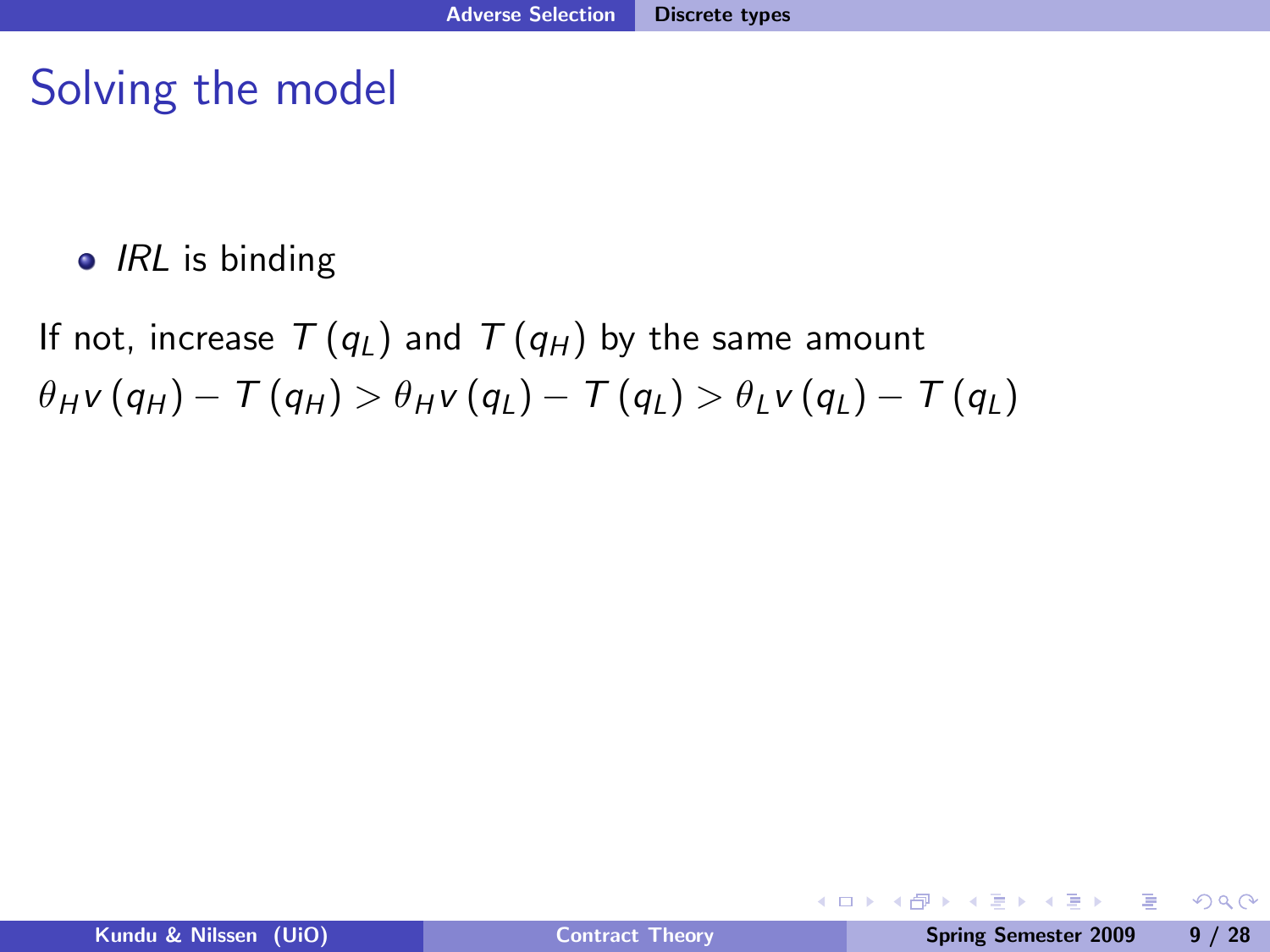# Solving the model

- *IRL* is binding

If not, increase $T(q_L)$ and $T(q_H)$ by the same amount

$\theta_H v(q_H) - T(q_H) > \theta_H v(q_L) - T(q_L) > \theta_L v(q_L) - T(q_L)$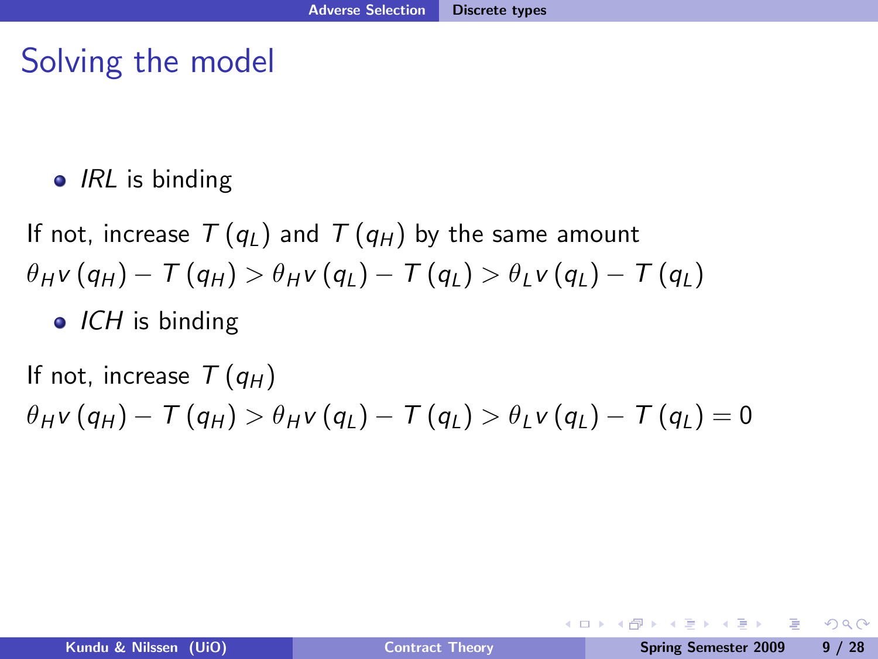# Solving the model

- *IRL* is binding

If not, increase $T(q_L)$ and $T(q_H)$ by the same amount

$$\theta_H v(q_H) - T(q_H) > \theta_H v(q_L) - T(q_L) > \theta_L v(q_L) - T(q_L)$$

- *ICH* is binding

If not, increase $T(q_H)$

$$\theta_H v(q_H) - T(q_H) > \theta_H v(q_L) - T(q_L) > \theta_L v(q_L) - T(q_L) = 0$$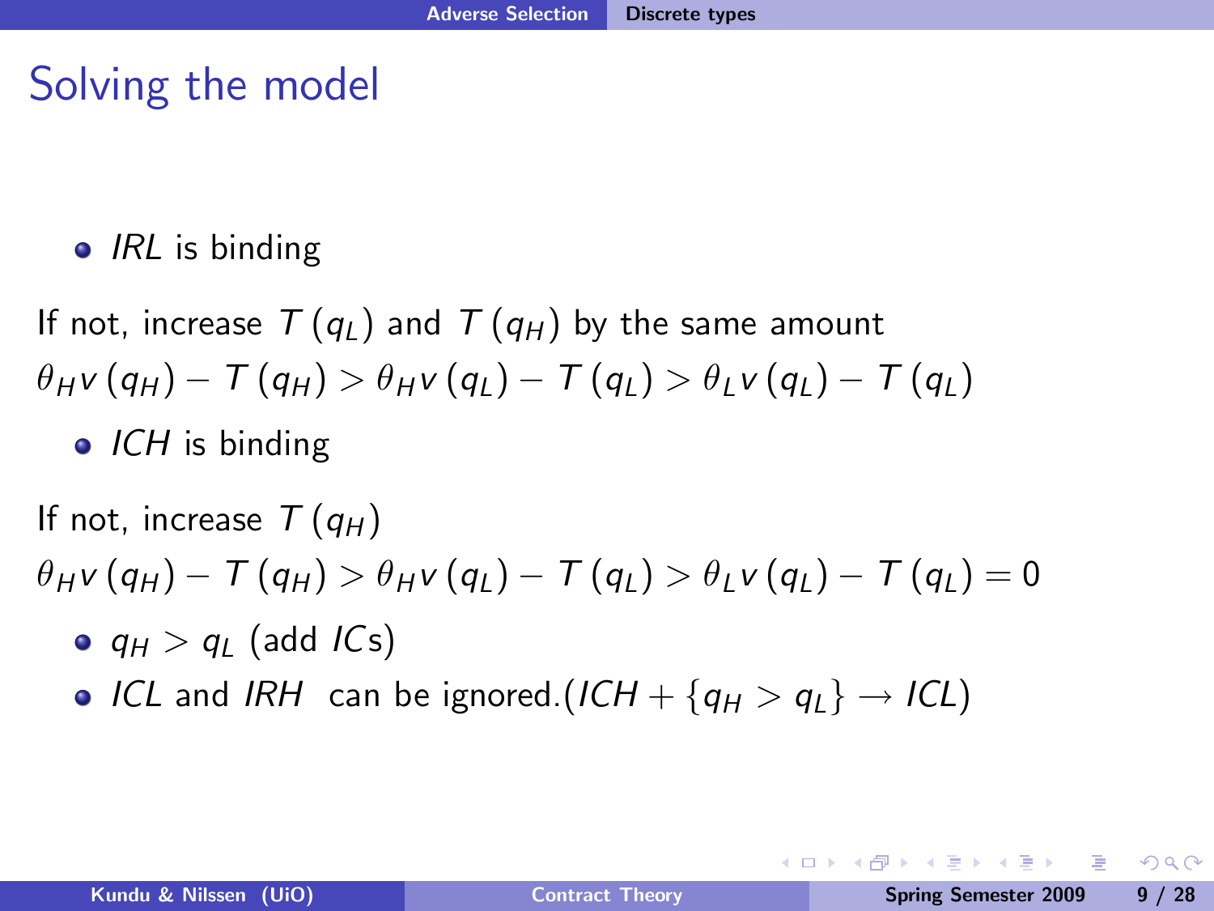# Solving the model

- *IRL* is binding

If not, increase $T(q_L)$ and $T(q_H)$ by the same amount

$$\theta_H v(q_H) - T(q_H) > \theta_H v(q_L) - T(q_L) > \theta_L v(q_L) - T(q_L)$$

- *ICH* is binding

If not, increase $T(q_H)$

$$\theta_H v(q_H) - T(q_H) > \theta_H v(q_L) - T(q_L) > \theta_L v(q_L) - T(q_L) = 0$$

- $q_H > q_L$ (add *IC*s)
- *ICL* and *IRH* can be ignored.($ICH + \{q_H > q_L\} \rightarrow ICL$)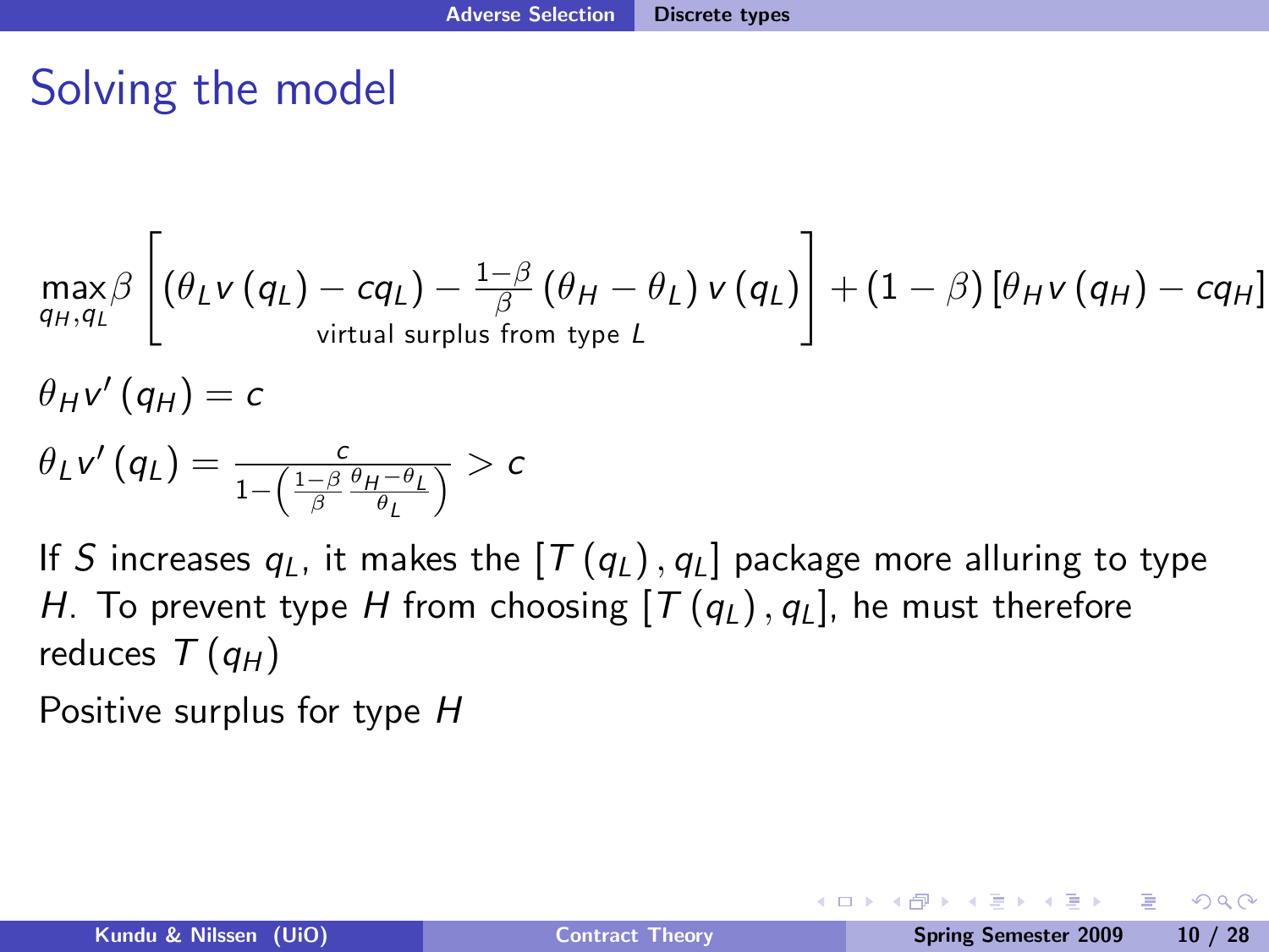# Solving the model

$$\max_{q_H, q_L} \beta \left[ \underbrace{(\theta_L v(q_L) - c q_L) - \frac{1-\beta}{\beta} (\theta_H - \theta_L) v(q_L)}_{\text{virtual surplus from type } L} \right] + (1-\beta) \left[ \theta_H v(q_H) - c q_H \right]$$

$$\theta_H v'(q_H) = c$$

$$\theta_L v'(q_L) = \frac{c}{1 - \left( \frac{1-\beta}{\beta} \frac{\theta_H - \theta_L}{\theta_L} \right)} > c$$

If $S$ increases $q_L$, it makes the $[T(q_L), q_L]$ package more alluring to type $H$. To prevent type $H$ from choosing $[T(q_L), q_L]$, he must therefore reduces $T(q_H)$

Positive surplus for type $H$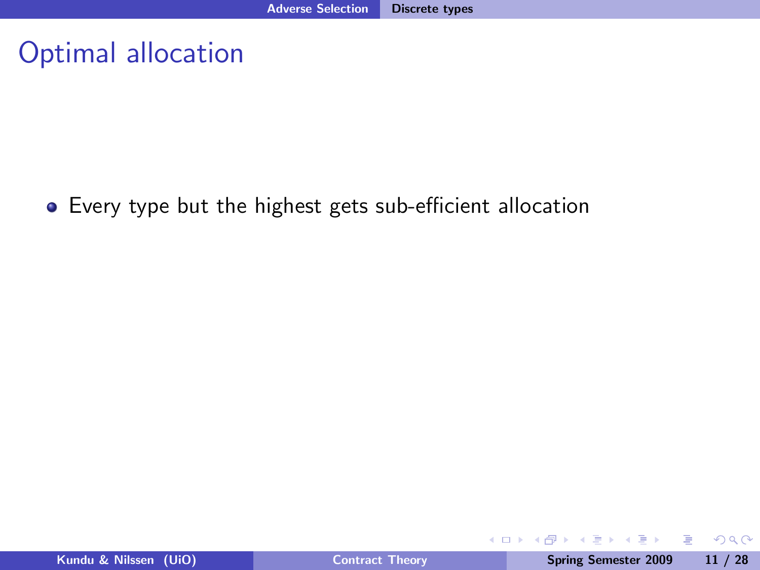# Optimal allocation

- Every type but the highest gets sub-efficient allocation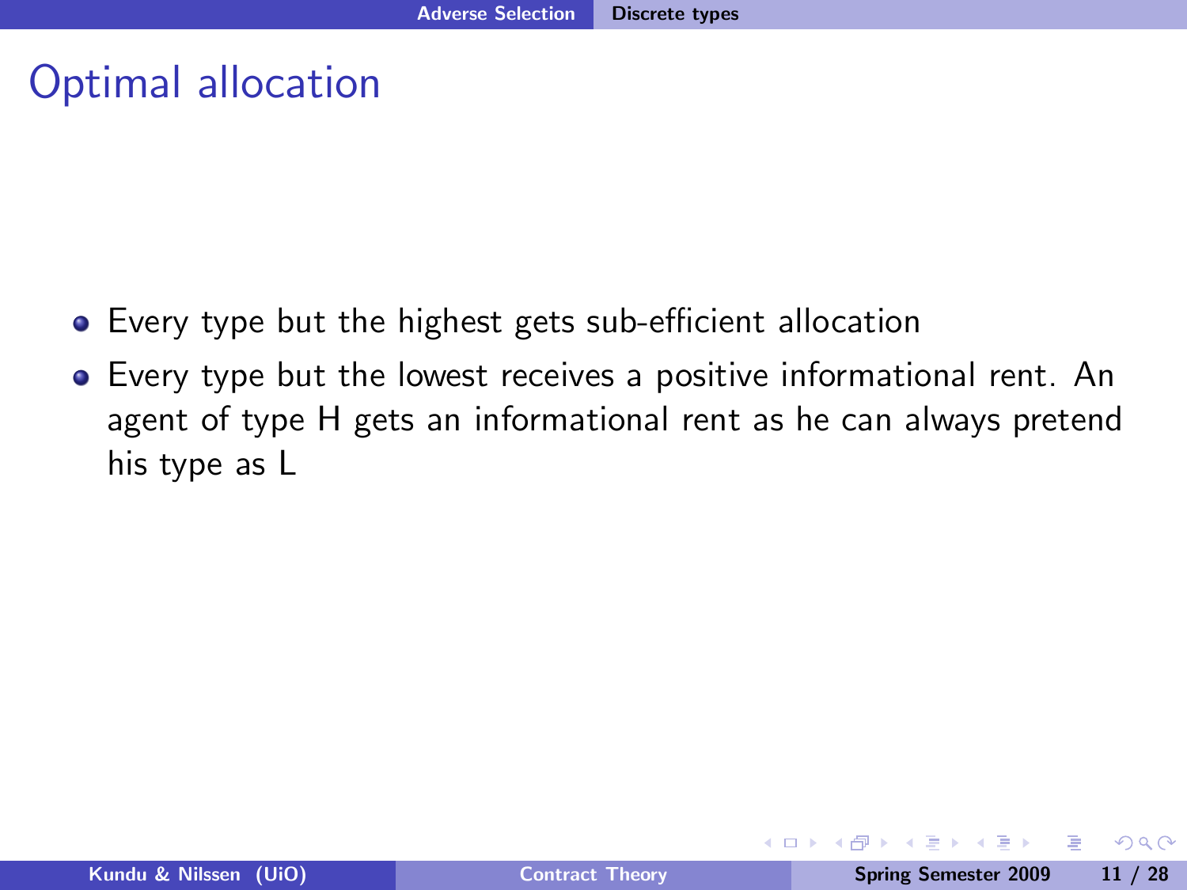# Optimal allocation

- Every type but the highest gets sub-efficient allocation
- Every type but the lowest receives a positive informational rent. An agent of type H gets an informational rent as he can always pretend his type as L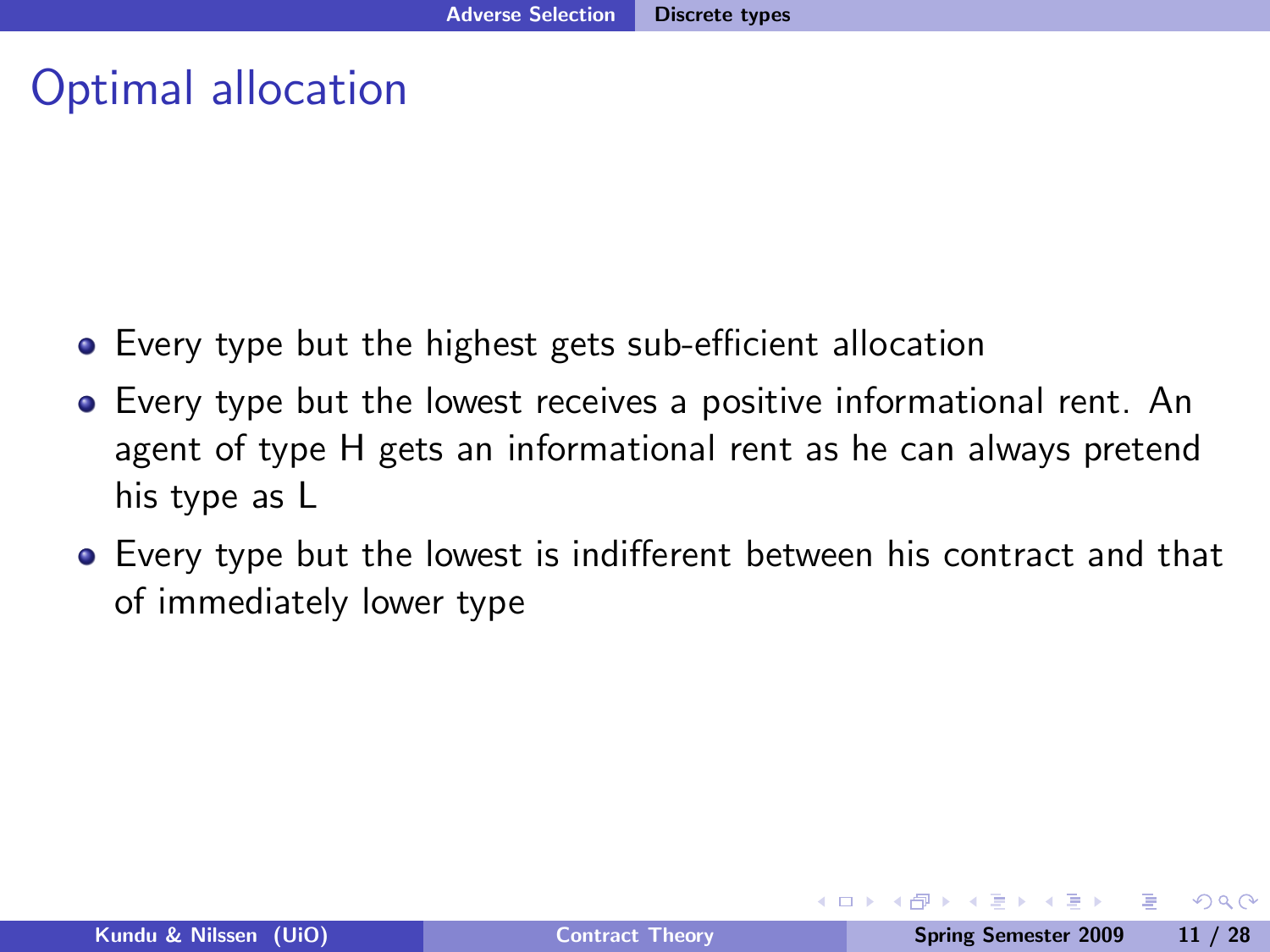# Optimal allocation

- Every type but the highest gets sub-efficient allocation
- Every type but the lowest receives a positive informational rent. An agent of type H gets an informational rent as he can always pretend his type as L
- Every type but the lowest is indifferent between his contract and that of immediately lower type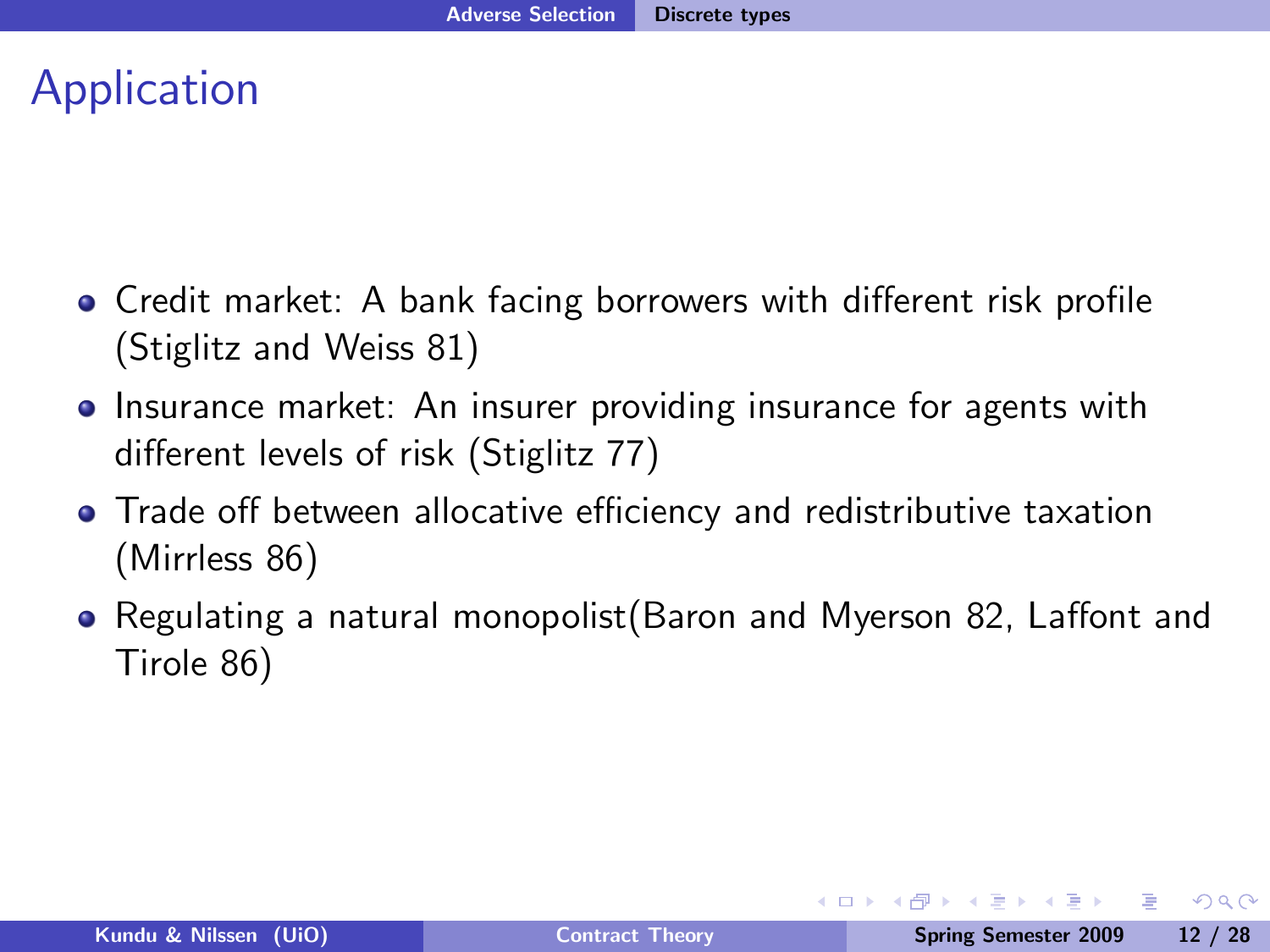# Application

- Credit market: A bank facing borrowers with different risk profile (Stiglitz and Weiss 81)
- Insurance market: An insurer providing insurance for agents with different levels of risk (Stiglitz 77)
- Trade off between allocative efficiency and redistributive taxation (Mirrless 86)
- Regulating a natural monopolist(Baron and Myerson 82, Laffont and Tirole 86)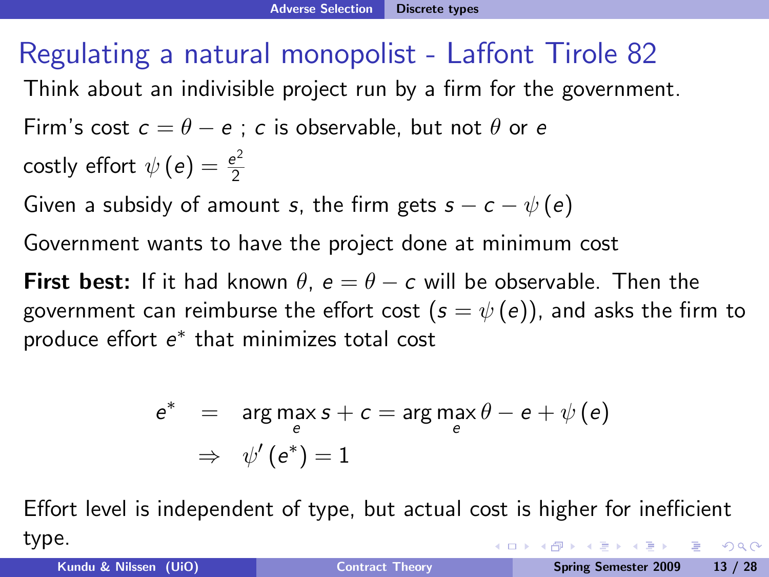# Regulating a natural monopolist - Laffont Tirole 82

Think about an indivisible project run by a firm for the government.

Firm's cost $c = \theta - e$ ; $c$ is observable, but not $\theta$ or $e$

costly effort $\psi(e) = \frac{e^2}{2}$

Given a subsidy of amount $s$, the firm gets $s - c - \psi(e)$

Government wants to have the project done at minimum cost

**First best:** If it had known $\theta$, $e = \theta - c$ will be observable. Then the government can reimburse the effort cost ($s = \psi(e)$), and asks the firm to produce effort $e^*$ that minimizes total cost

$$
\begin{aligned}
e^* &= \arg\max_e s + c = \arg\max_e \theta - e + \psi(e) \\
&\Rightarrow \psi'(e^*) = 1
\end{aligned}
$$

Effort level is independent of type, but actual cost is higher for inefficient type.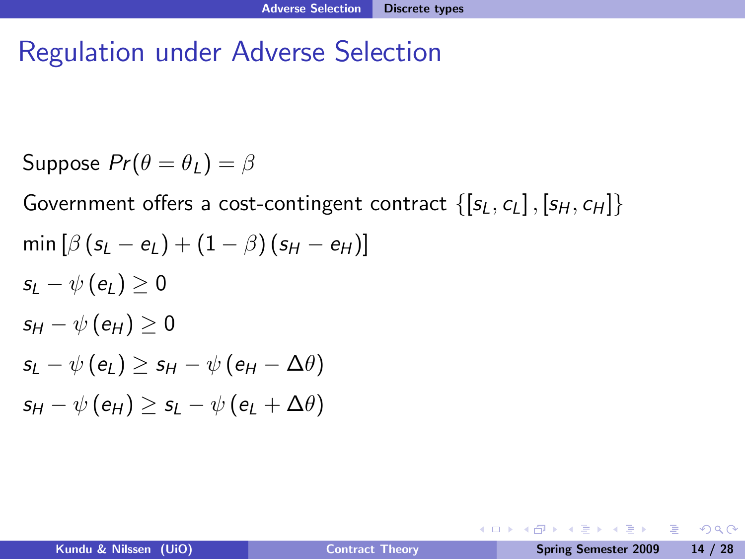# Regulation under Adverse Selection

Suppose $Pr(\theta = \theta_L) = \beta$

Government offers a cost-contingent contract $\{[s_L, c_L], [s_H, c_H]\}$

$$\min \left[\beta \left(s_L - e_L\right) + \left(1 - \beta\right)\left(s_H - e_H\right)\right]$$

$$s_L - \psi\left(e_L\right) \geq 0$$

$$s_H - \psi\left(e_H\right) \geq 0$$

$$s_L - \psi\left(e_L\right) \geq s_H - \psi\left(e_H - \Delta\theta\right)$$

$$s_H - \psi\left(e_H\right) \geq s_L - \psi\left(e_L + \Delta\theta\right)$$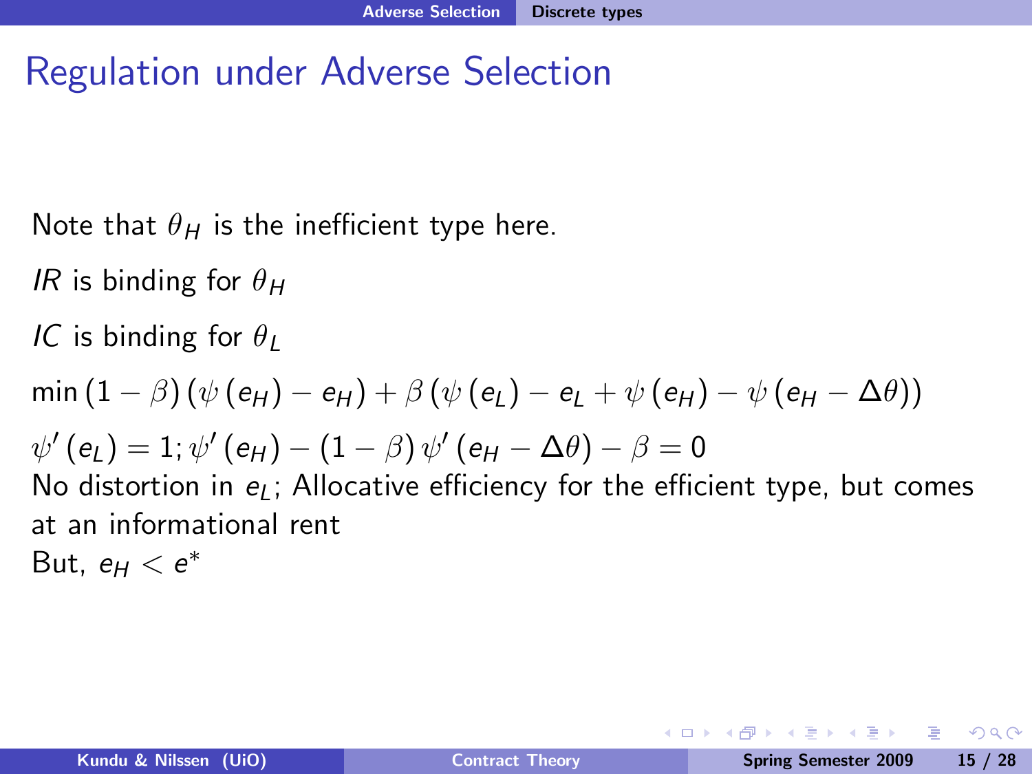# Regulation under Adverse Selection

Note that $\theta_H$ is the inefficient type here.

*IR* is binding for $\theta_H$

*IC* is binding for $\theta_L$

$\min (1-\beta)(\psi(e_H) - e_H) + \beta(\psi(e_L) - e_L + \psi(e_H) - \psi(e_H - \Delta\theta))$

$\psi'(e_L) = 1; \psi'(e_H) - (1-\beta)\psi'(e_H - \Delta\theta) - \beta = 0$

No distortion in $e_L$; Allocative efficiency for the efficient type, but comes at an informational rent

But, $e_H < e^*$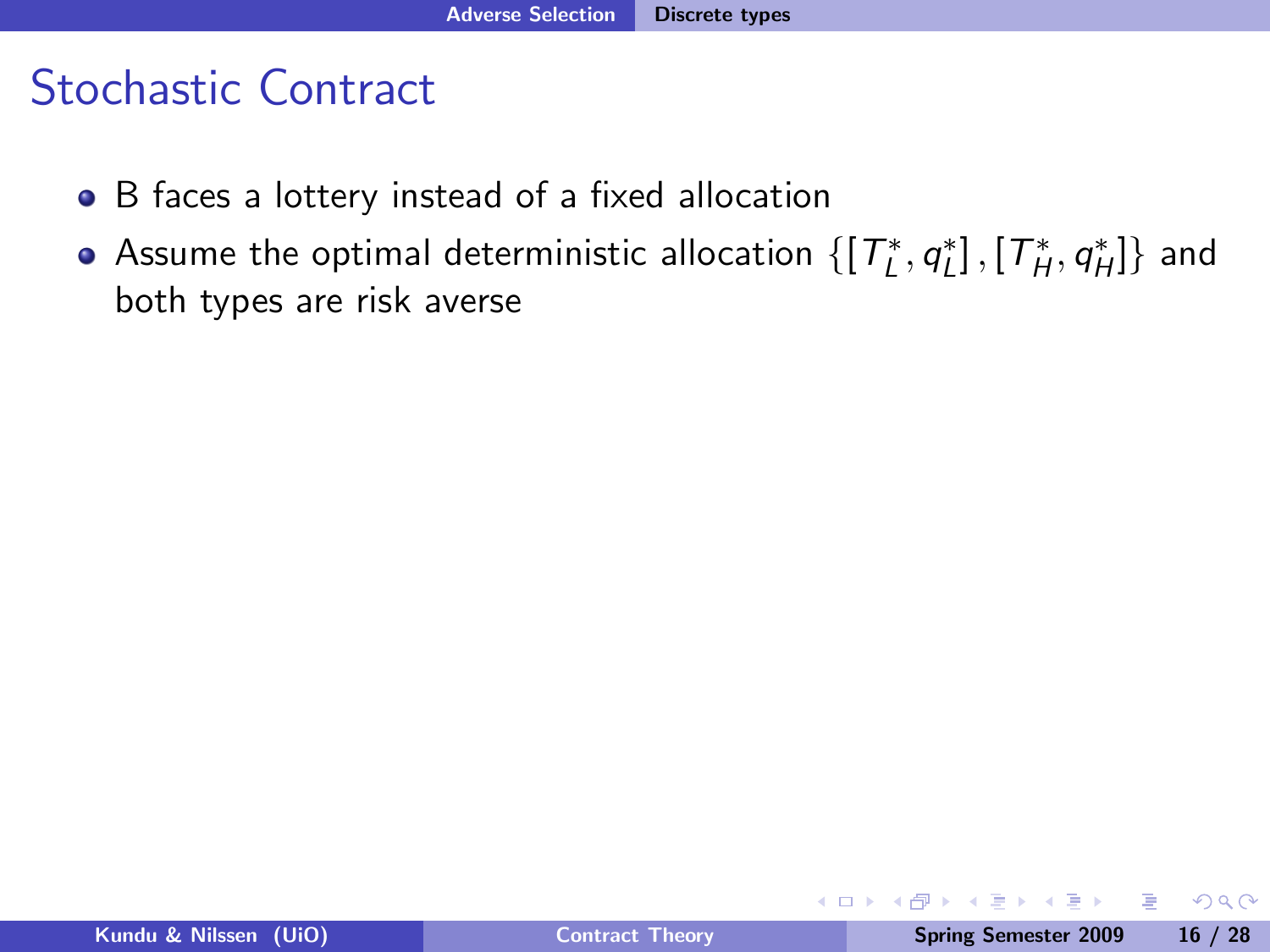# Stochastic Contract

- B faces a lottery instead of a fixed allocation
- Assume the optimal deterministic allocation $\{[T_L^*, q_L^*], [T_H^*, q_H^*]\}$ and both types are risk averse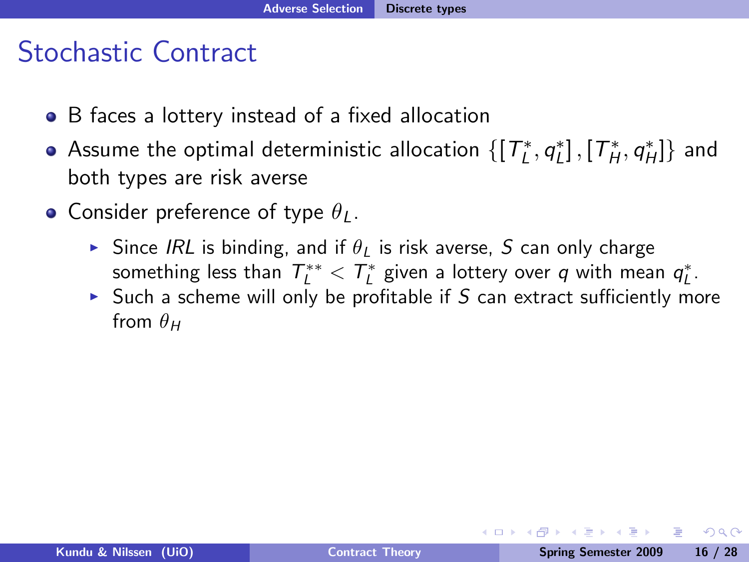## Stochastic Contract

- B faces a lottery instead of a fixed allocation
- Assume the optimal deterministic allocation $\{[T_L^*, q_L^*], [T_H^*, q_H^*]\}$ and both types are risk averse
- Consider preference of type $\theta_L$.
  - Since *IRL* is binding, and if $\theta_L$ is risk averse, $S$ can only charge something less than $T_L^{**} < T_L^*$ given a lottery over $q$ with mean $q_L^*$.
  - Such a scheme will only be profitable if $S$ can extract sufficiently more from $\theta_H$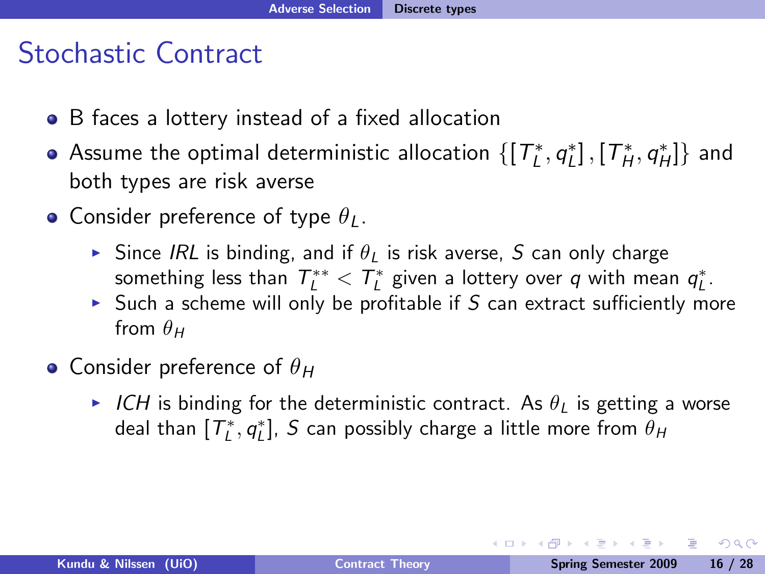# Stochastic Contract

- B faces a lottery instead of a fixed allocation
- Assume the optimal deterministic allocation $\{[T_L^*, q_L^*], [T_H^*, q_H^*]\}$ and both types are risk averse
- Consider preference of type $\theta_L$.
  - Since *IRL* is binding, and if $\theta_L$ is risk averse, $S$ can only charge something less than $T_L^{**} < T_L^*$ given a lottery over $q$ with mean $q_L^*$.
  - Such a scheme will only be profitable if $S$ can extract sufficiently more from $\theta_H$
- Consider preference of $\theta_H$
  - *ICH* is binding for the deterministic contract. As $\theta_L$ is getting a worse deal than $[T_L^*, q_L^*]$, $S$ can possibly charge a little more from $\theta_H$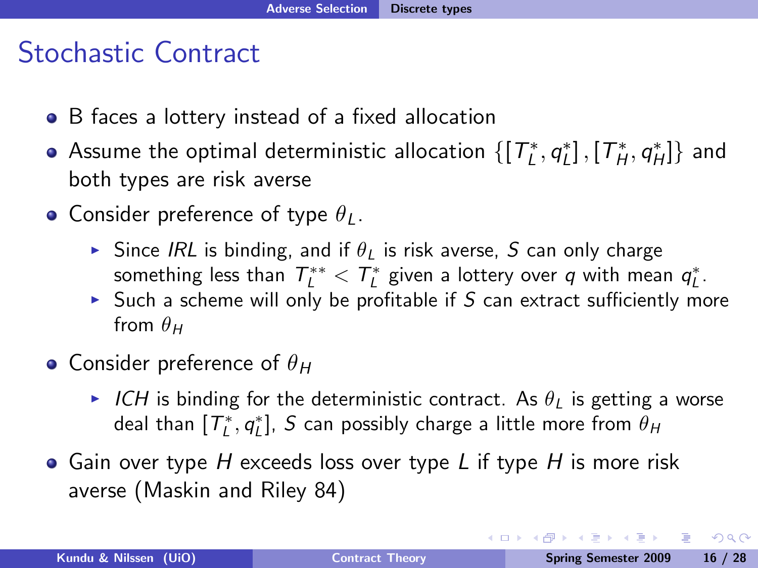# Stochastic Contract

- B faces a lottery instead of a fixed allocation
- Assume the optimal deterministic allocation $\{[T_L^*, q_L^*], [T_H^*, q_H^*]\}$ and both types are risk averse
- Consider preference of type $\theta_L$.
  - Since *IRL* is binding, and if $\theta_L$ is risk averse, $S$ can only charge something less than $T_L^{**} < T_L^*$ given a lottery over $q$ with mean $q_L^*$.
  - Such a scheme will only be profitable if $S$ can extract sufficiently more from $\theta_H$
- Consider preference of $\theta_H$
  - *ICH* is binding for the deterministic contract. As $\theta_L$ is getting a worse deal than $[T_L^*, q_L^*]$, $S$ can possibly charge a little more from $\theta_H$
- Gain over type $H$ exceeds loss over type $L$ if type $H$ is more risk averse (Maskin and Riley 84)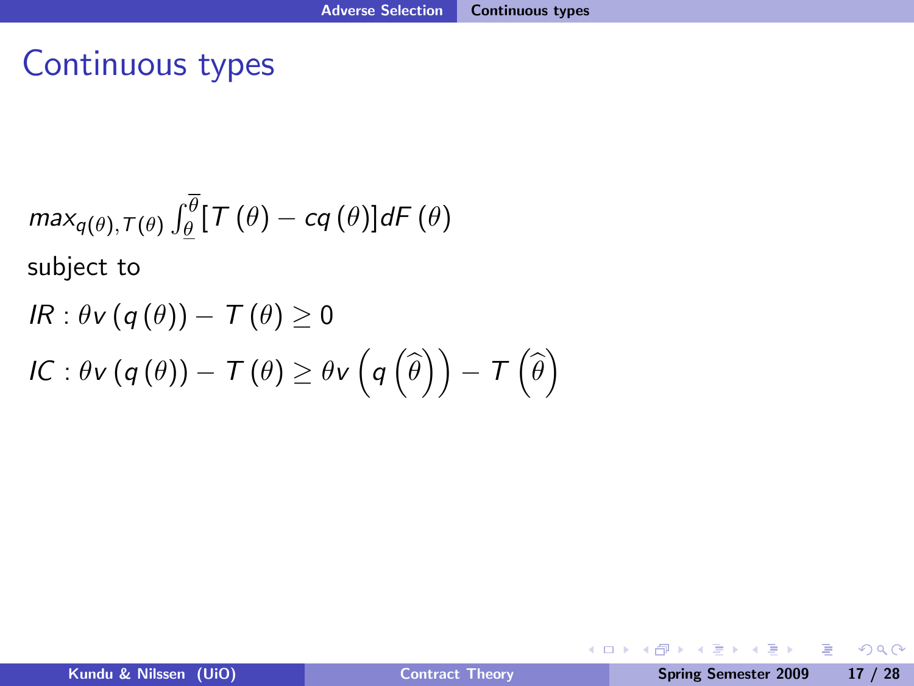# Continuous types

$$max_{q(\theta),T(\theta)} \int_{\underline{\theta}}^{\overline{\theta}} [T(\theta) - cq(\theta)] dF(\theta)$$

subject to

$$IR : \theta v(q(\theta)) - T(\theta) \geq 0$$

$$IC : \theta v(q(\theta)) - T(\theta) \geq \theta v\left(q\left(\widehat{\theta}\right)\right) - T\left(\widehat{\theta}\right)$$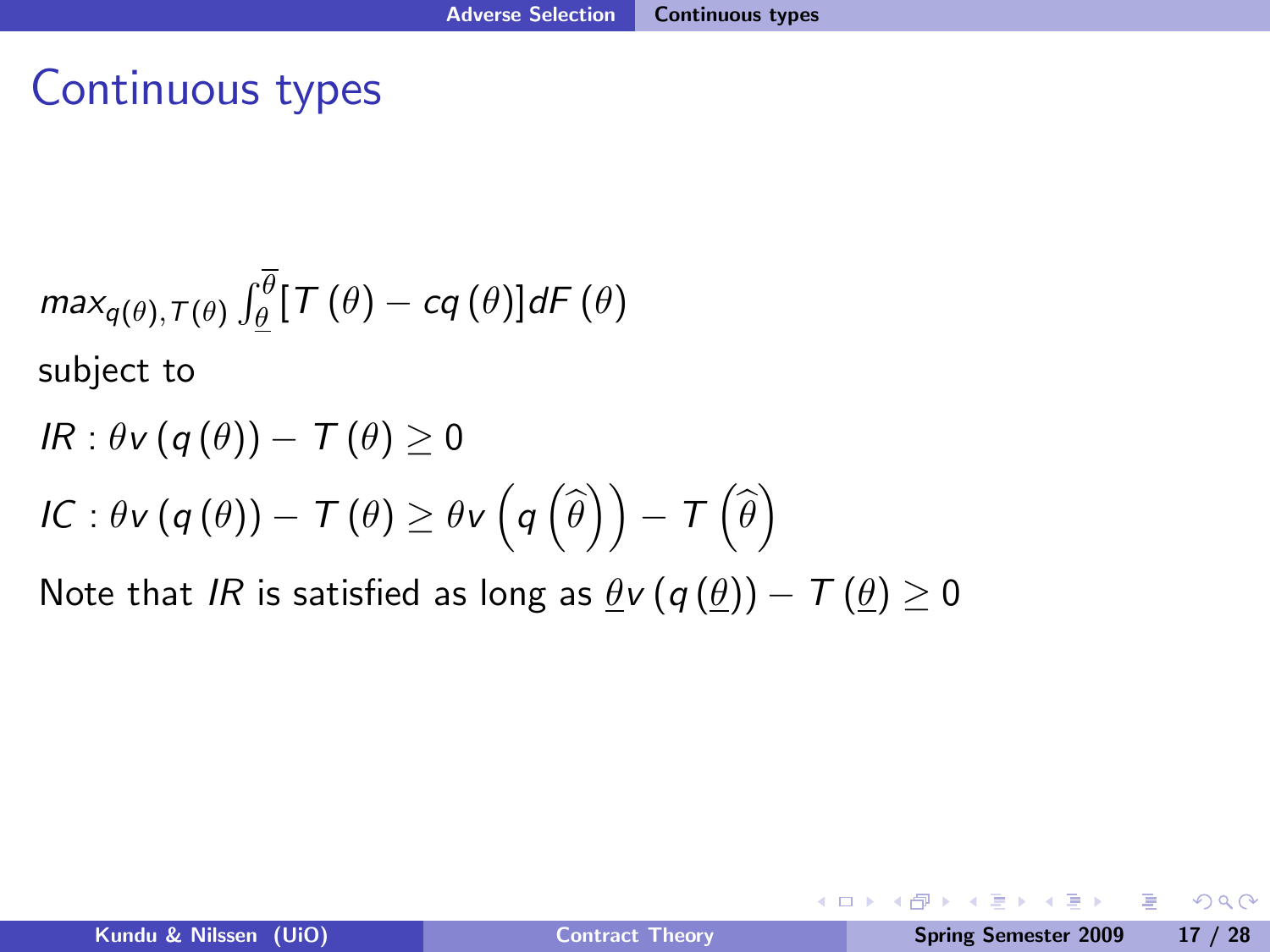# Continuous types

$$max_{q(\theta),T(\theta)} \int_{\underline{\theta}}^{\overline{\theta}} [T(\theta) - cq(\theta)] dF(\theta)$$

subject to

$$IR : \theta v(q(\theta)) - T(\theta) \geq 0$$

$$IC : \theta v(q(\theta)) - T(\theta) \geq \theta v\left(q\left(\widehat{\theta}\right)\right) - T\left(\widehat{\theta}\right)$$

Note that $IR$ is satisfied as long as $\underline{\theta} v(q(\underline{\theta})) - T(\underline{\theta}) \geq 0$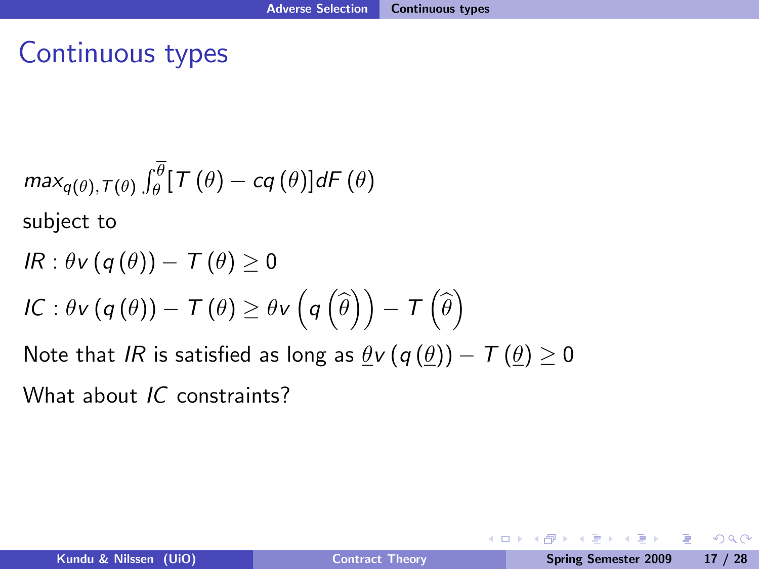# Continuous types

$$max_{q(\theta),T(\theta)} \int_{\underline{\theta}}^{\overline{\theta}} [T(\theta) - cq(\theta)] dF(\theta)$$

subject to

$$IR : \theta v(q(\theta)) - T(\theta) \geq 0$$

$$IC : \theta v(q(\theta)) - T(\theta) \geq \theta v\left(q\left(\widehat{\theta}\right)\right) - T\left(\widehat{\theta}\right)$$

Note that $IR$ is satisfied as long as $\underline{\theta} v(q(\underline{\theta})) - T(\underline{\theta}) \geq 0$

What about $IC$ constraints?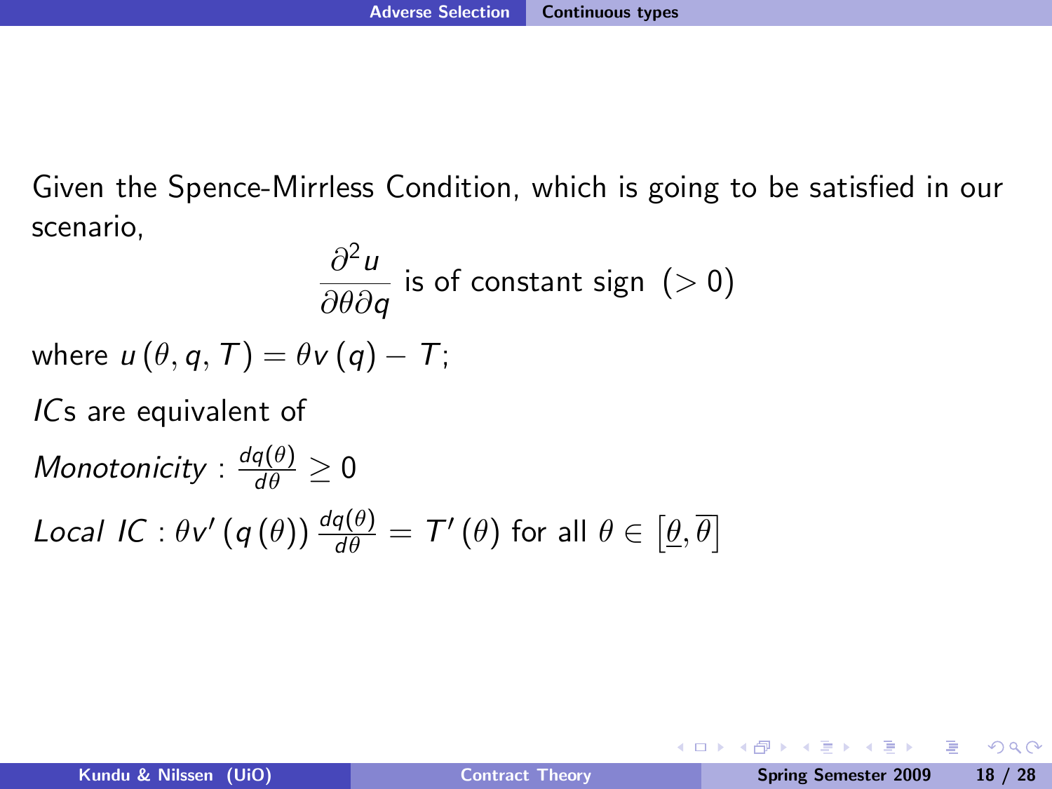Given the Spence-Mirrless Condition, which is going to be satisfied in our scenario,

$$\frac{\partial^2 u}{\partial \theta \partial q} \text{ is of constant sign } (> 0)$$

where $u(\theta, q, T) = \theta v(q) - T$;

*IC*s are equivalent of

*Monotonicity* : $\frac{dq(\theta)}{d\theta} \geq 0$

*Local IC* : $\theta v'(q(\theta)) \frac{dq(\theta)}{d\theta} = T'(\theta)$ for all $\theta \in \left[\underline{\theta}, \overline{\theta}\right]$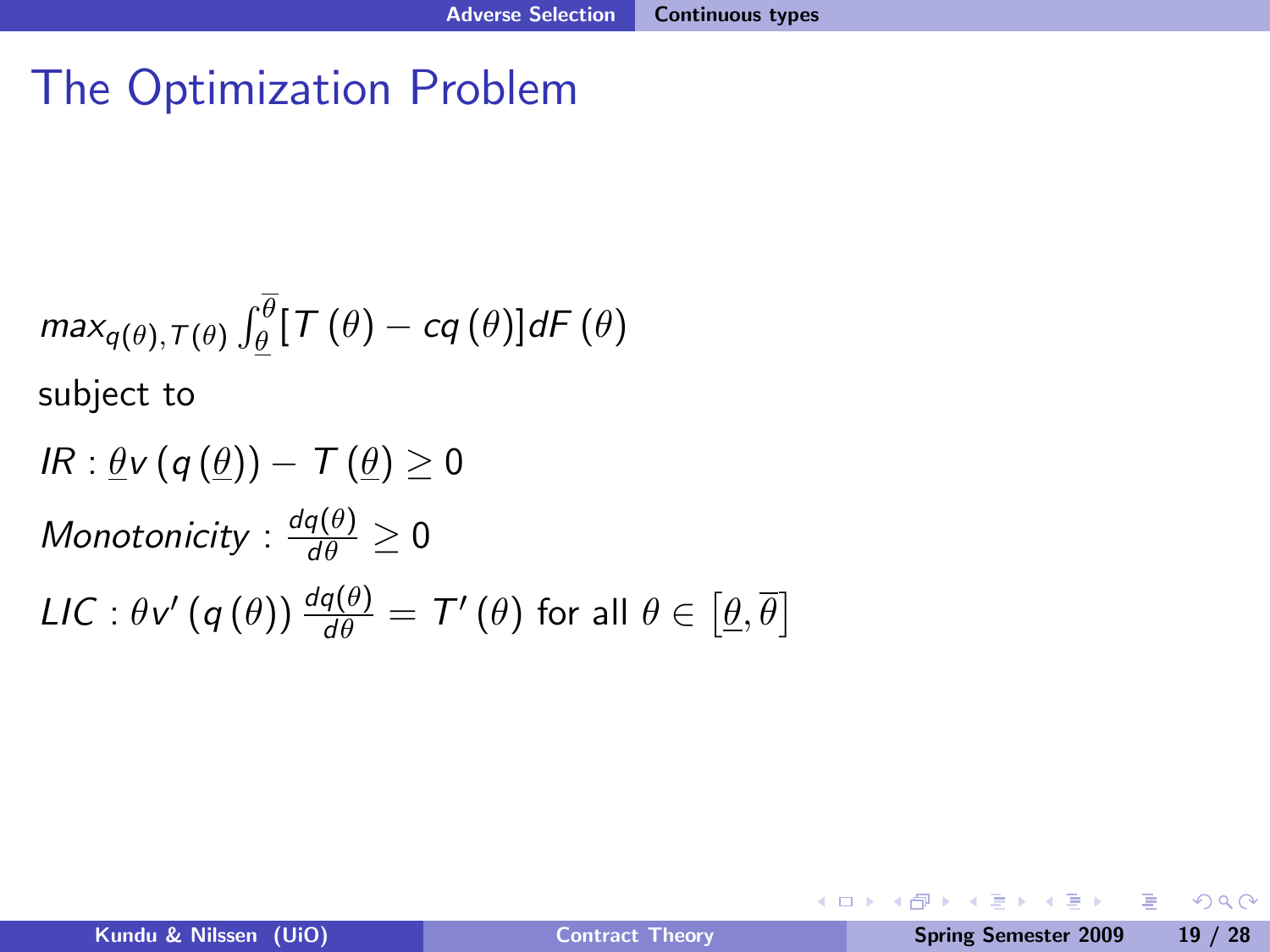# The Optimization Problem

$$max_{q(\theta),T(\theta)} \int_{\underline{\theta}}^{\overline{\theta}} [T(\theta) - cq(\theta)] dF(\theta)$$

subject to

$IR : \underline{\theta} v(q(\underline{\theta})) - T(\underline{\theta}) \geq 0$

$Monotonicity : \frac{dq(\theta)}{d\theta} \geq 0$

$LIC : \theta v'(q(\theta)) \frac{dq(\theta)}{d\theta} = T'(\theta)$ for all $\theta \in [\underline{\theta}, \overline{\theta}]$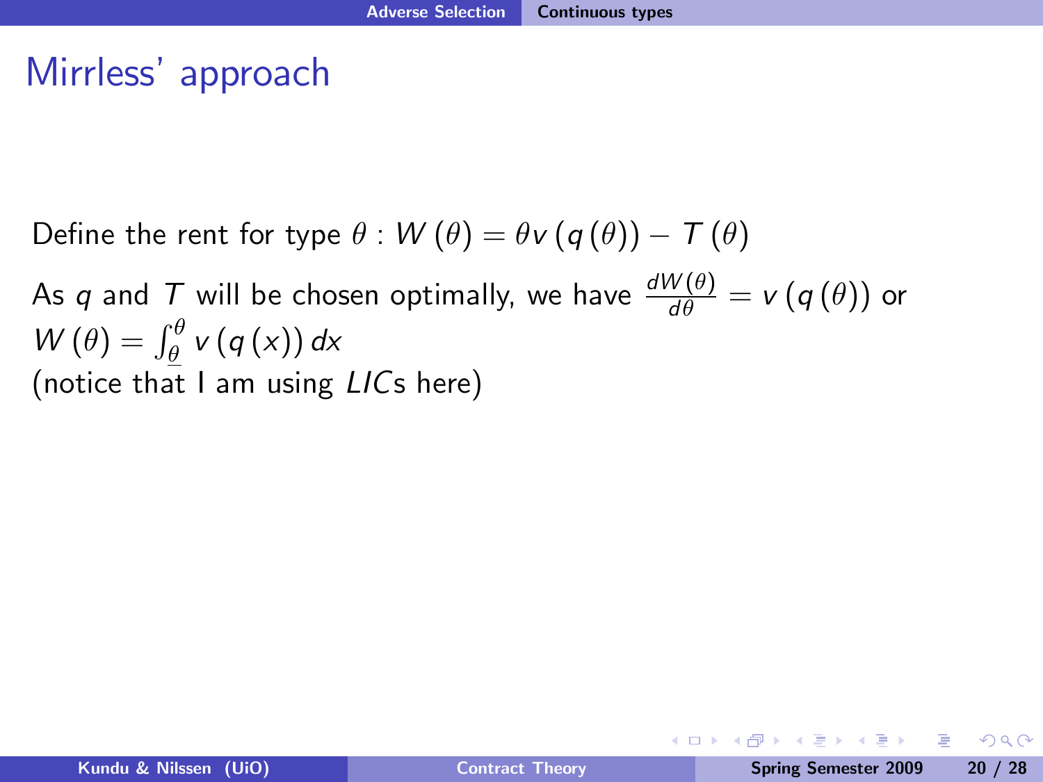# Mirrless' approach

Define the rent for type $\theta$ : $W(\theta) = \theta v(q(\theta)) - T(\theta)$

As $q$ and $T$ will be chosen optimally, we have $\frac{dW(\theta)}{d\theta} = v(q(\theta))$ or $W(\theta) = \int_{\underline{\theta}}^{\theta} v(q(x))\,dx$

(notice that I am using $LIC$s here)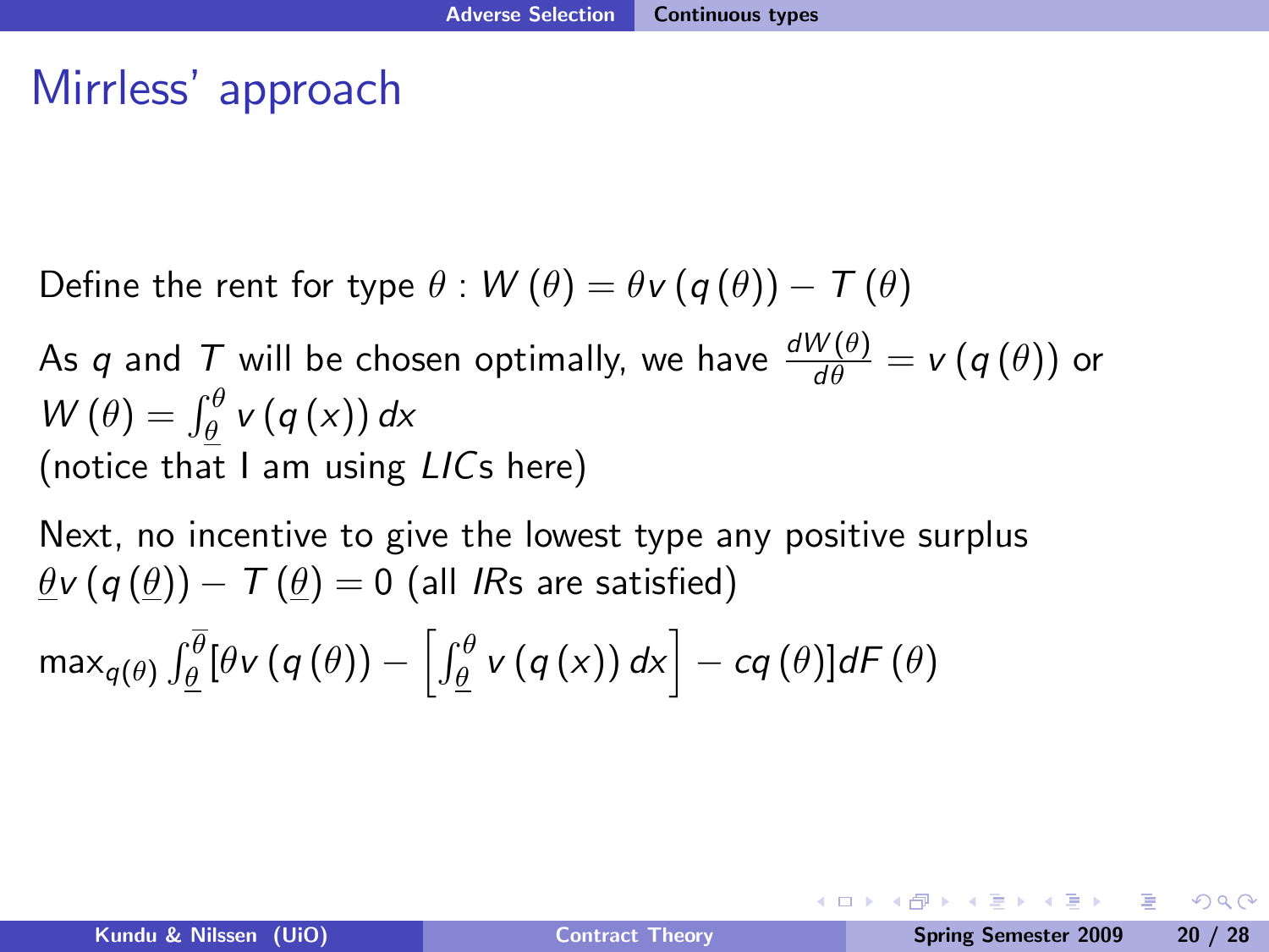# Mirrless' approach

Define the rent for type $\theta$ : $W(\theta) = \theta v(q(\theta)) - T(\theta)$

As $q$ and $T$ will be chosen optimally, we have $\frac{dW(\theta)}{d\theta} = v(q(\theta))$ or $W(\theta) = \int_{\underline{\theta}}^{\theta} v(q(x))\, dx$
(notice that I am using $LIC$s here)

Next, no incentive to give the lowest type any positive surplus $\underline{\theta} v(q(\underline{\theta})) - T(\underline{\theta}) = 0$ (all $IR$s are satisfied)

$\max_{q(\theta)} \int_{\underline{\theta}}^{\overline{\theta}} [\theta v(q(\theta)) - \left[\int_{\underline{\theta}}^{\theta} v(q(x))\, dx\right] - cq(\theta)] dF(\theta)$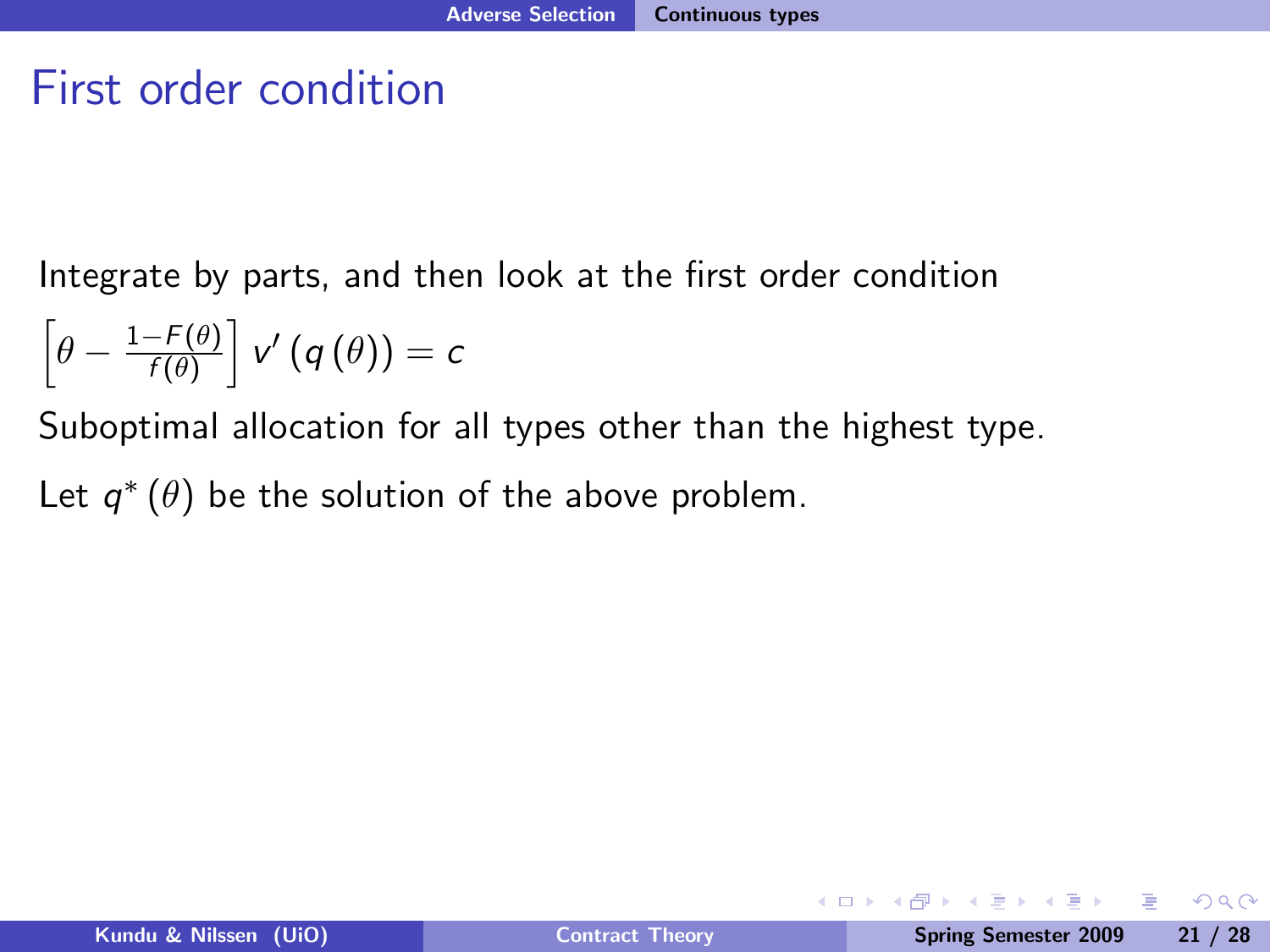# First order condition

Integrate by parts, and then look at the first order condition

$$\left[\theta - \frac{1-F(\theta)}{f(\theta)}\right] v'\left(q\left(\theta\right)\right) = c$$

Suboptimal allocation for all types other than the highest type.

Let $q^*\left(\theta\right)$ be the solution of the above problem.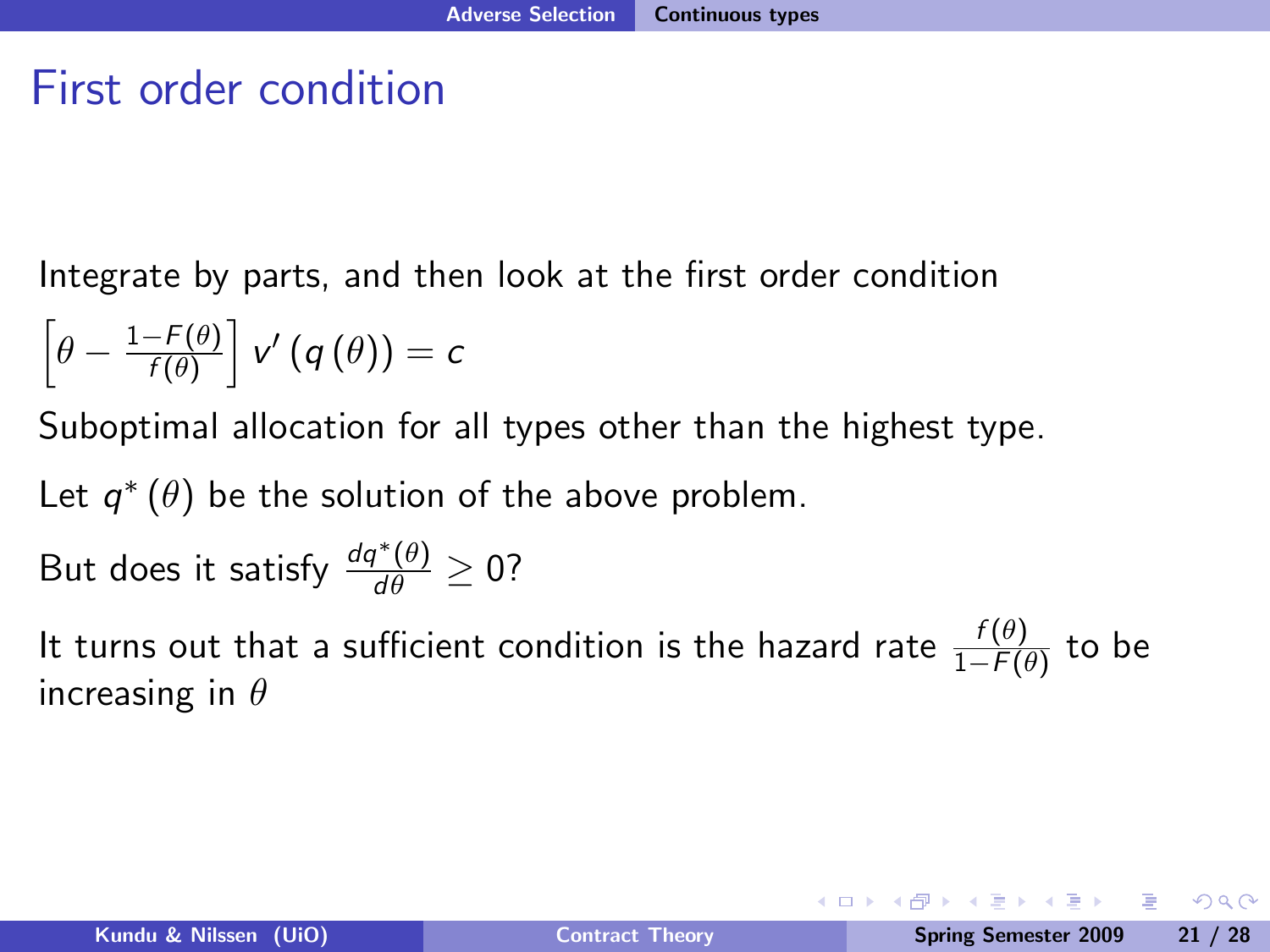# First order condition

Integrate by parts, and then look at the first order condition

$$\left[\theta - \frac{1-F(\theta)}{f(\theta)}\right] v'\left(q\left(\theta\right)\right) = c$$

Suboptimal allocation for all types other than the highest type.

Let $q^*(\theta)$ be the solution of the above problem.

But does it satisfy $\frac{dq^*(\theta)}{d\theta} \geq 0$?

It turns out that a sufficient condition is the hazard rate $\frac{f(\theta)}{1-F(\theta)}$ to be increasing in $\theta$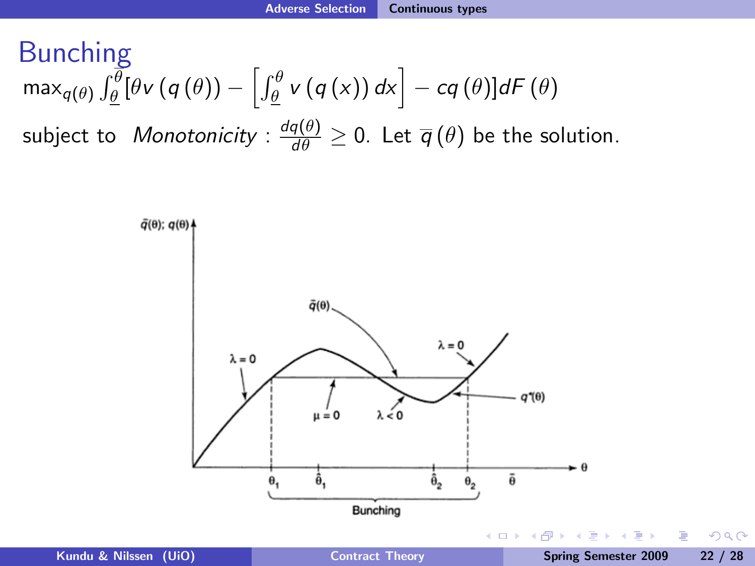# Bunching

$$\max_{q(\theta)} \int_{\underline{\theta}}^{\overline{\theta}} [\theta v(q(\theta)) - \left[\int_{\underline{\theta}}^{\theta} v(q(x))\, dx\right] - cq(\theta)] dF(\theta)$$

subject to *Monotonicity* : $\frac{dq(\theta)}{d\theta} \geq 0$. Let $\overline{q}(\theta)$ be the solution.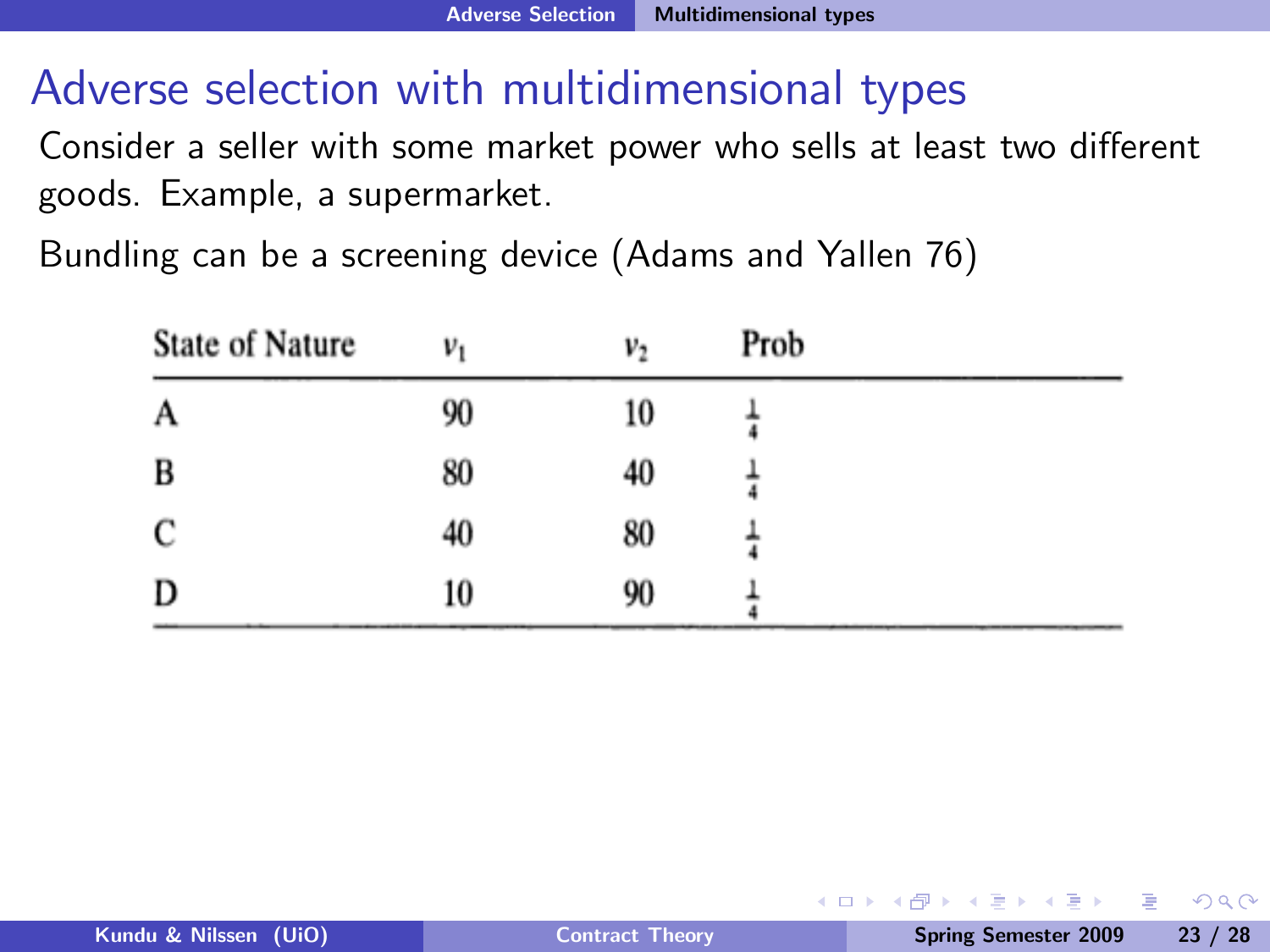# Adverse selection with multidimensional types

Consider a seller with some market power who sells at least two different goods. Example, a supermarket.

Bundling can be a screening device (Adams and Yallen 76)

| State of Nature | $v_1$ | $v_2$ | Prob |
|---|---|---|---|
| A | 90 | 10 | $\frac{1}{4}$ |
| B | 80 | 40 | $\frac{1}{4}$ |
| C | 40 | 80 | $\frac{1}{4}$ |
| D | 10 | 90 | $\frac{1}{4}$ |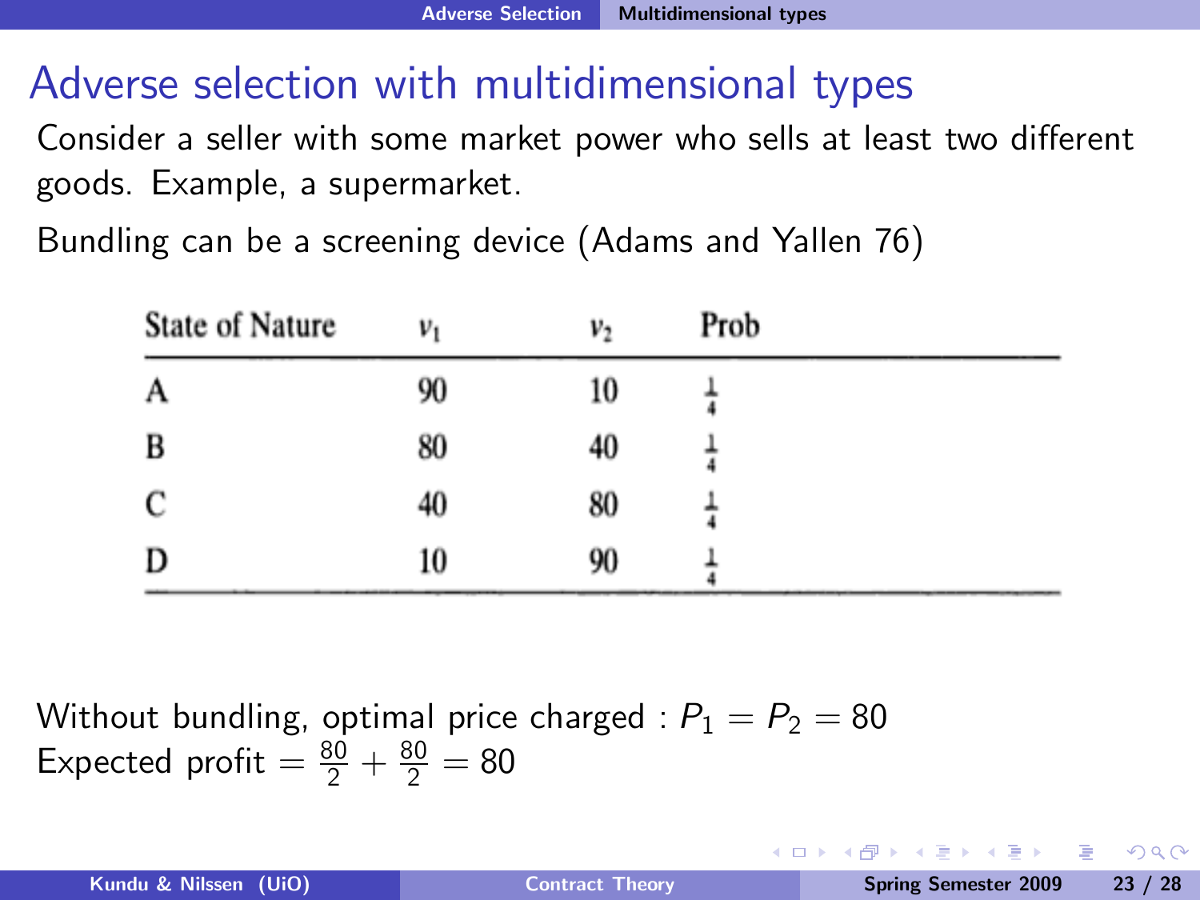# Adverse selection with multidimensional types

Consider a seller with some market power who sells at least two different goods. Example, a supermarket.

Bundling can be a screening device (Adams and Yallen 76)

| State of Nature | $v_1$ | $v_2$ | Prob |
|---|---|---|---|
| A | 90 | 10 | $\frac{1}{4}$ |
| B | 80 | 40 | $\frac{1}{4}$ |
| C | 40 | 80 | $\frac{1}{4}$ |
| D | 10 | 90 | $\frac{1}{4}$ |

Without bundling, optimal price charged : $P_1 = P_2 = 80$
Expected profit $= \frac{80}{2} + \frac{80}{2} = 80$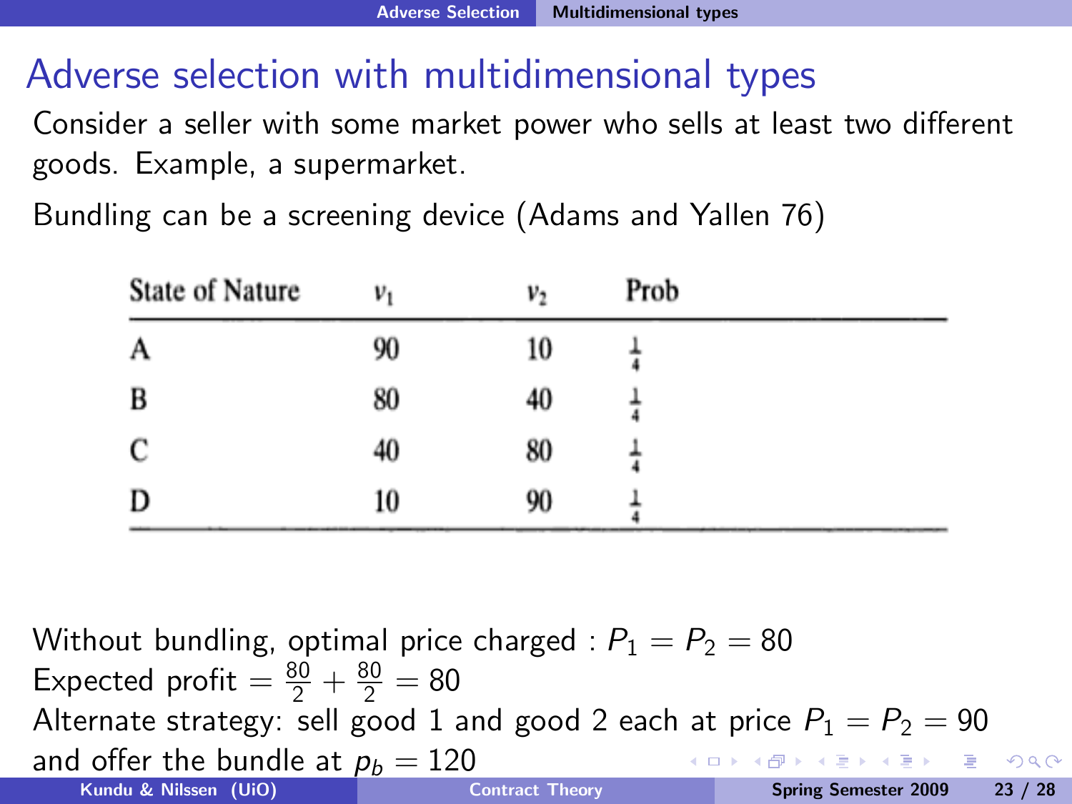# Adverse selection with multidimensional types

Consider a seller with some market power who sells at least two different goods. Example, a supermarket.

Bundling can be a screening device (Adams and Yallen 76)

| State of Nature | $v_1$ | $v_2$ | Prob |
|---|---|---|---|
| A | 90 | 10 | $\frac{1}{4}$ |
| B | 80 | 40 | $\frac{1}{4}$ |
| C | 40 | 80 | $\frac{1}{4}$ |
| D | 10 | 90 | $\frac{1}{4}$ |

Without bundling, optimal price charged : $P_1 = P_2 = 80$
Expected profit $= \frac{80}{2} + \frac{80}{2} = 80$
Alternate strategy: sell good 1 and good 2 each at price $P_1 = P_2 = 90$ and offer the bundle at $p_b = 120$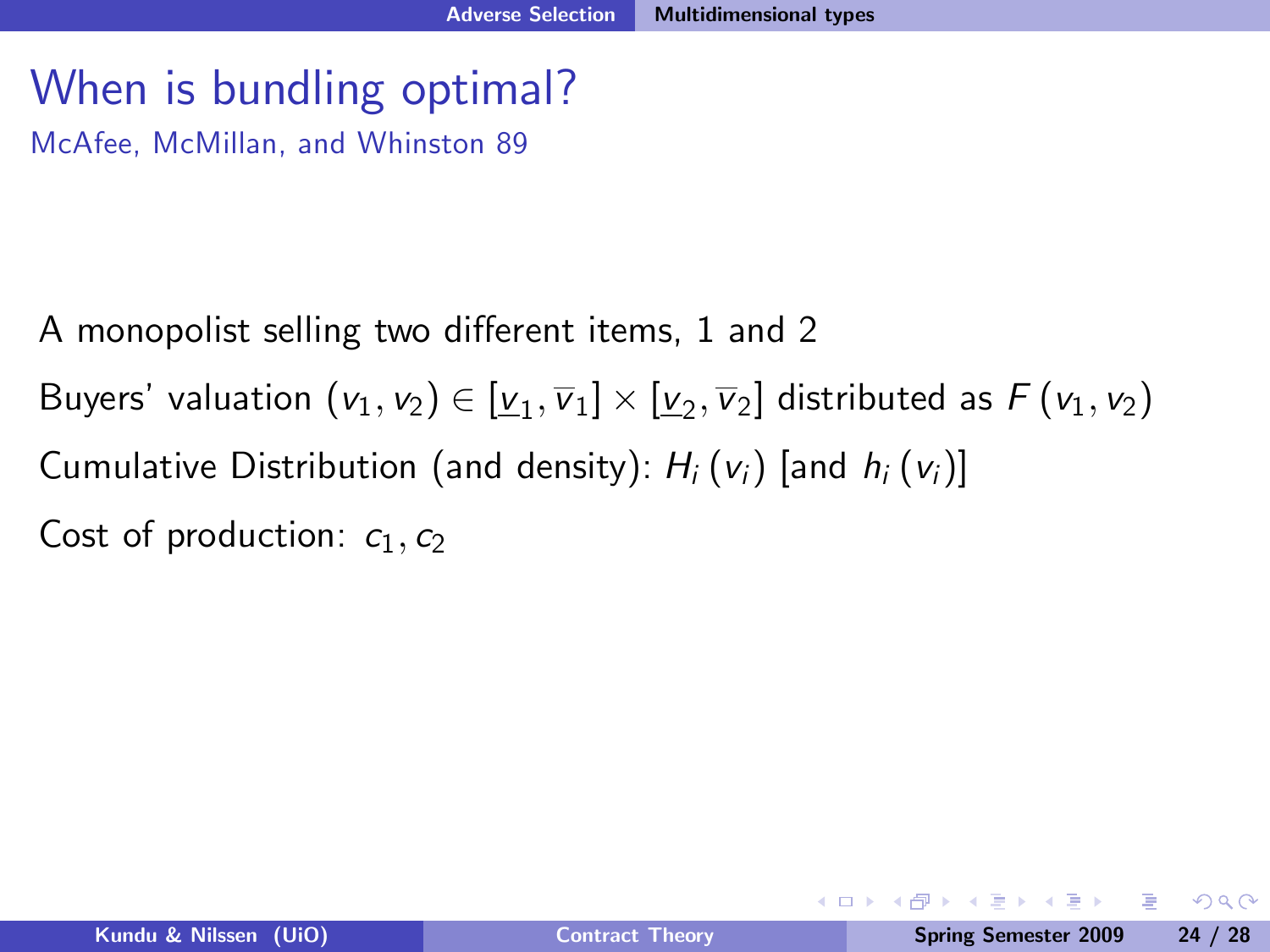# When is bundling optimal?

McAfee, McMillan, and Whinston 89

A monopolist selling two different items, 1 and 2

Buyers' valuation $(v_1, v_2) \in [\underline{v}_1, \overline{v}_1] \times [\underline{v}_2, \overline{v}_2]$ distributed as $F(v_1, v_2)$

Cumulative Distribution (and density): $H_i(v_i)$ [and $h_i(v_i)$]

Cost of production: $c_1, c_2$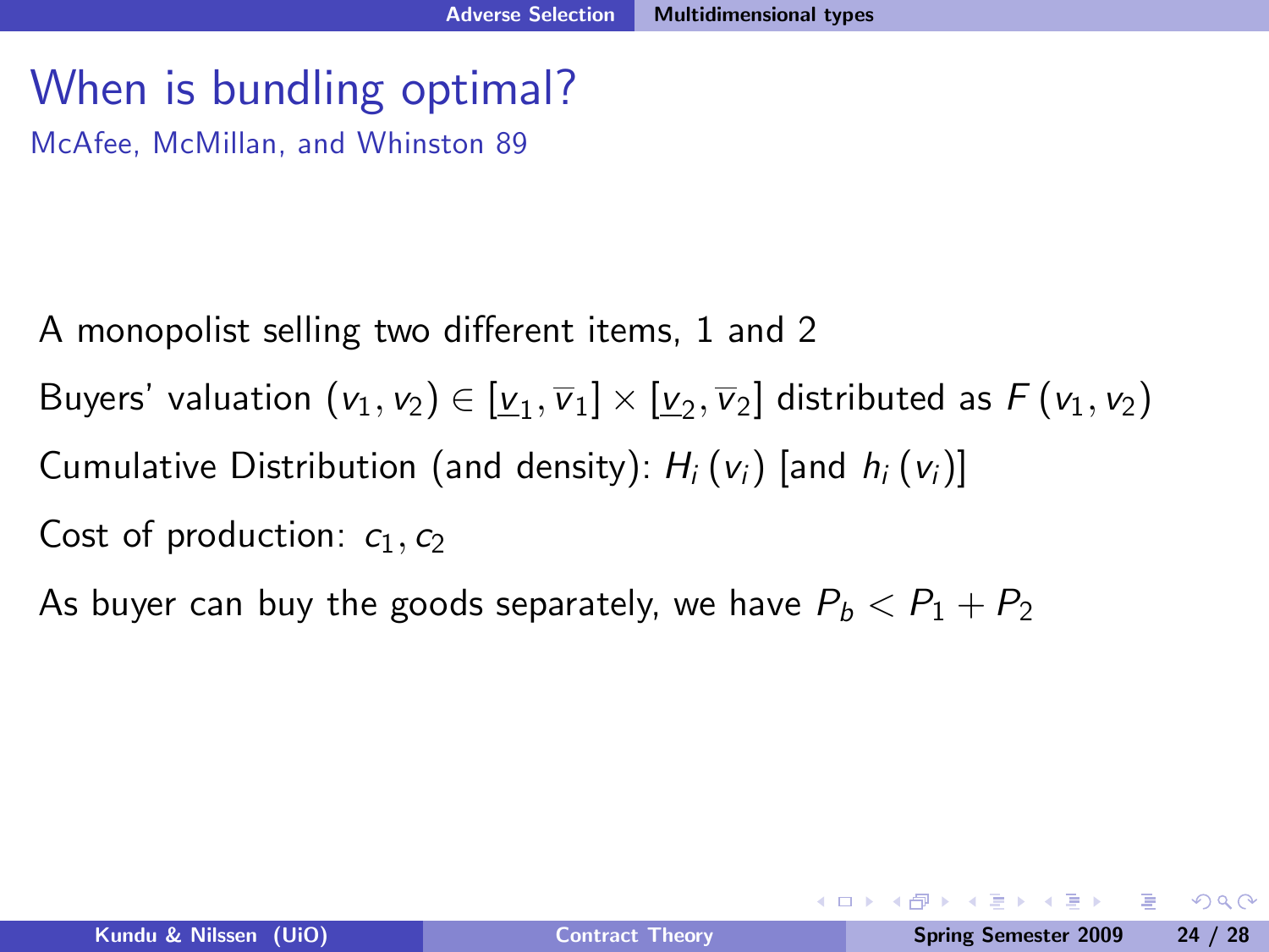# When is bundling optimal?

McAfee, McMillan, and Whinston 89

A monopolist selling two different items, 1 and 2

Buyers' valuation $(v_1, v_2) \in [\underline{v}_1, \overline{v}_1] \times [\underline{v}_2, \overline{v}_2]$ distributed as $F(v_1, v_2)$

Cumulative Distribution (and density): $H_i(v_i)$ [and $h_i(v_i)$]

Cost of production: $c_1, c_2$

As buyer can buy the goods separately, we have $P_b < P_1 + P_2$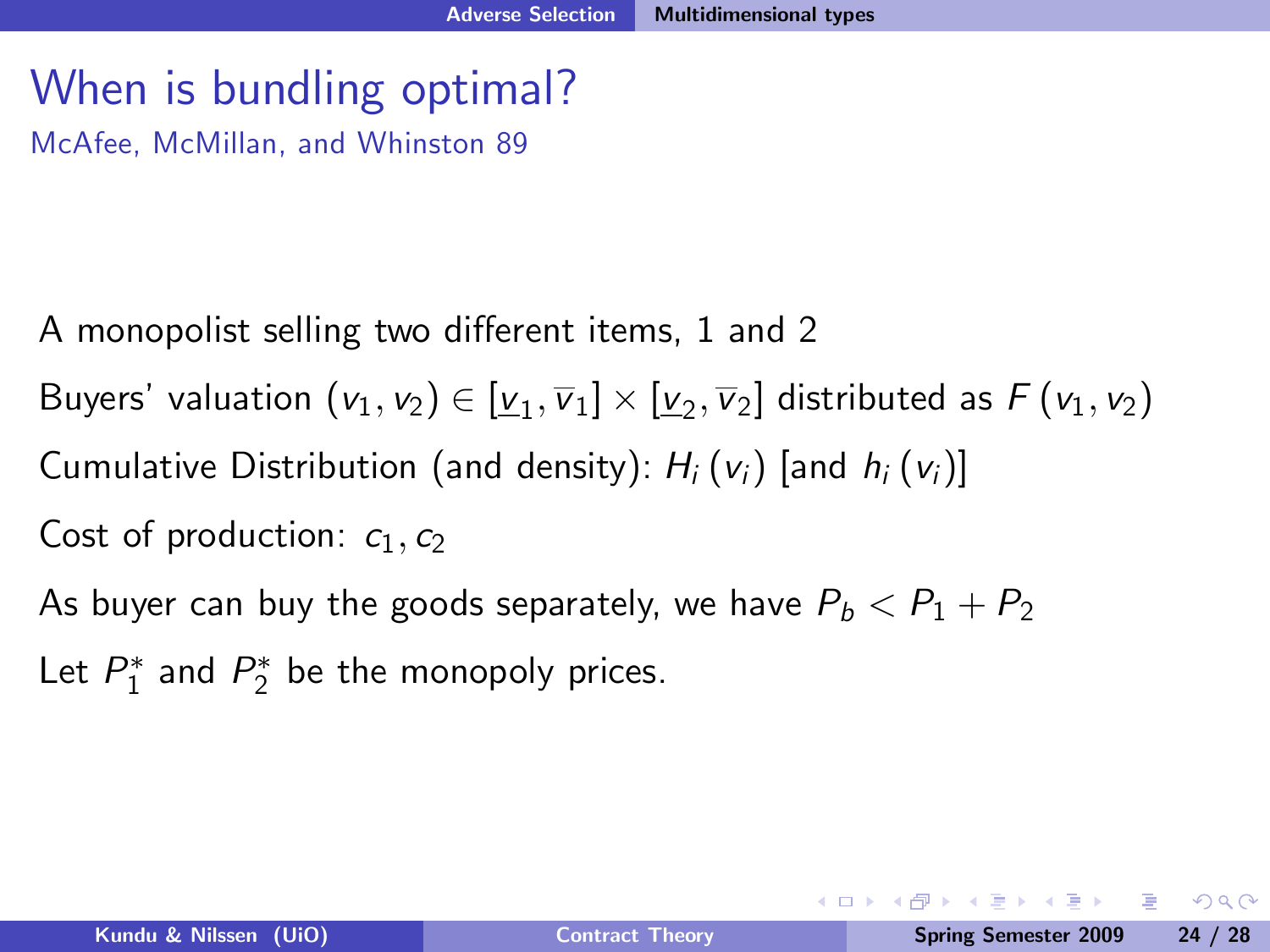# When is bundling optimal?

McAfee, McMillan, and Whinston 89

A monopolist selling two different items, 1 and 2

Buyers' valuation $(v_1, v_2) \in [\underline{v}_1, \overline{v}_1] \times [\underline{v}_2, \overline{v}_2]$ distributed as $F(v_1, v_2)$

Cumulative Distribution (and density): $H_i(v_i)$ [and $h_i(v_i)$]

Cost of production: $c_1, c_2$

As buyer can buy the goods separately, we have $P_b < P_1 + P_2$

Let $P_1^*$ and $P_2^*$ be the monopoly prices.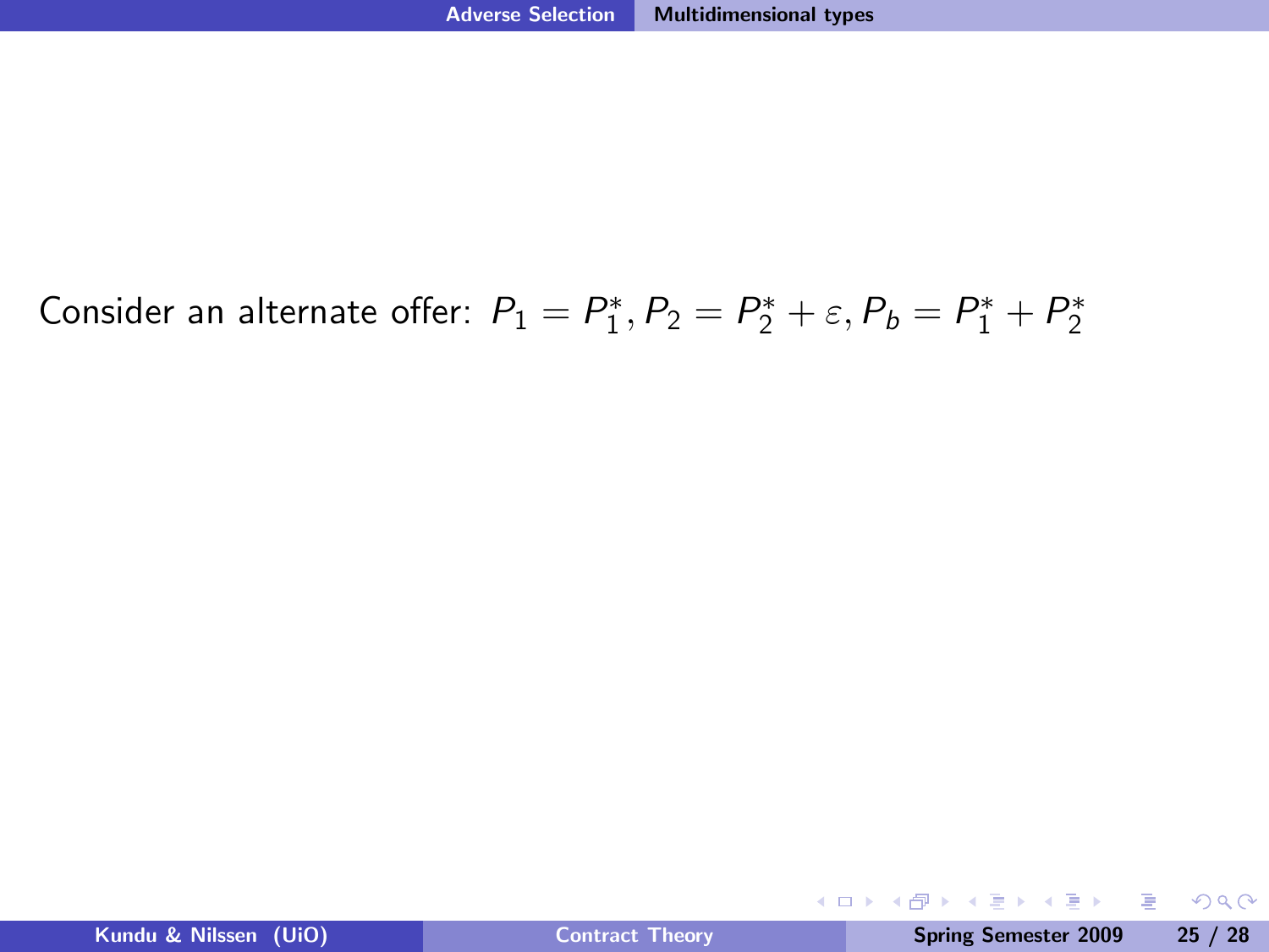Consider an alternate offer: $P_1 = P_1^*, P_2 = P_2^* + \varepsilon, P_b = P_1^* + P_2^*$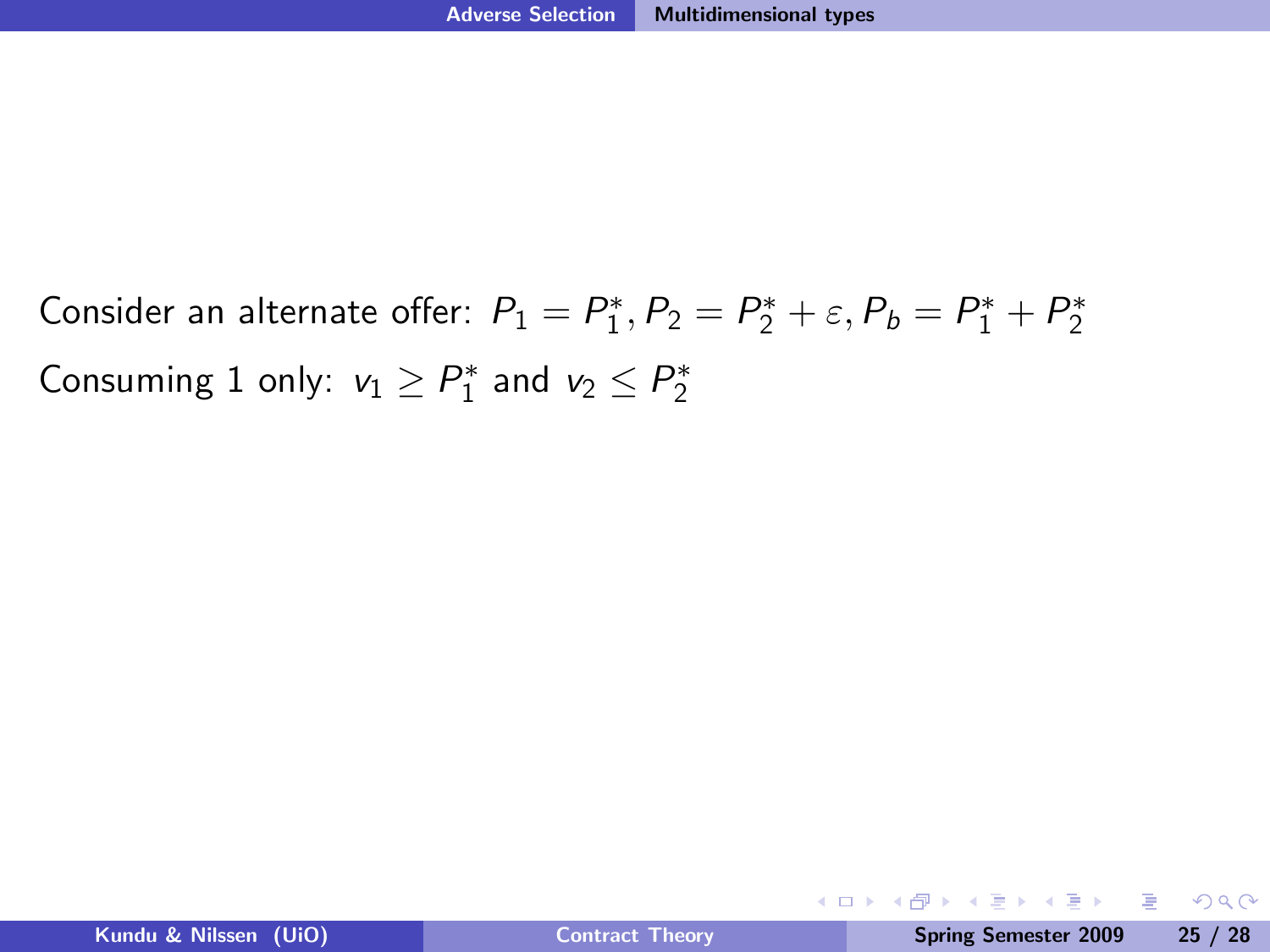Consider an alternate offer: $P_1 = P_1^*, P_2 = P_2^* + \varepsilon, P_b = P_1^* + P_2^*$

Consuming 1 only: $v_1 \geq P_1^*$ and $v_2 \leq P_2^*$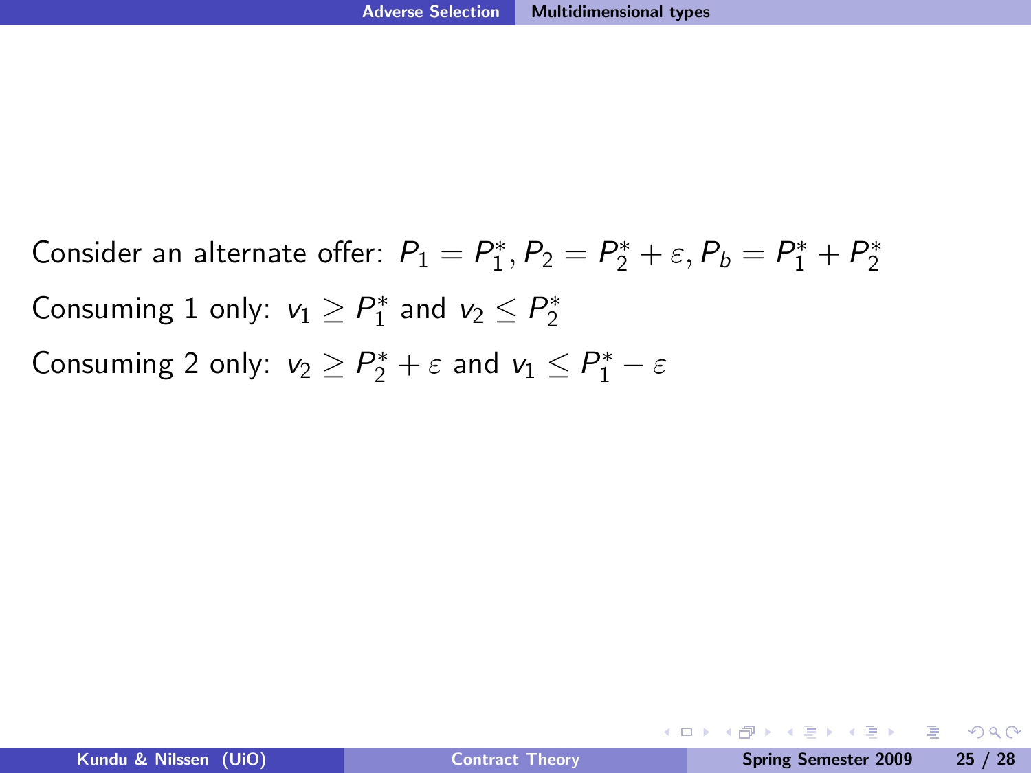Consider an alternate offer: $P_1 = P_1^*, P_2 = P_2^* + \varepsilon, P_b = P_1^* + P_2^*$

Consuming 1 only: $v_1 \geq P_1^*$ and $v_2 \leq P_2^*$

Consuming 2 only: $v_2 \geq P_2^* + \varepsilon$ and $v_1 \leq P_1^* - \varepsilon$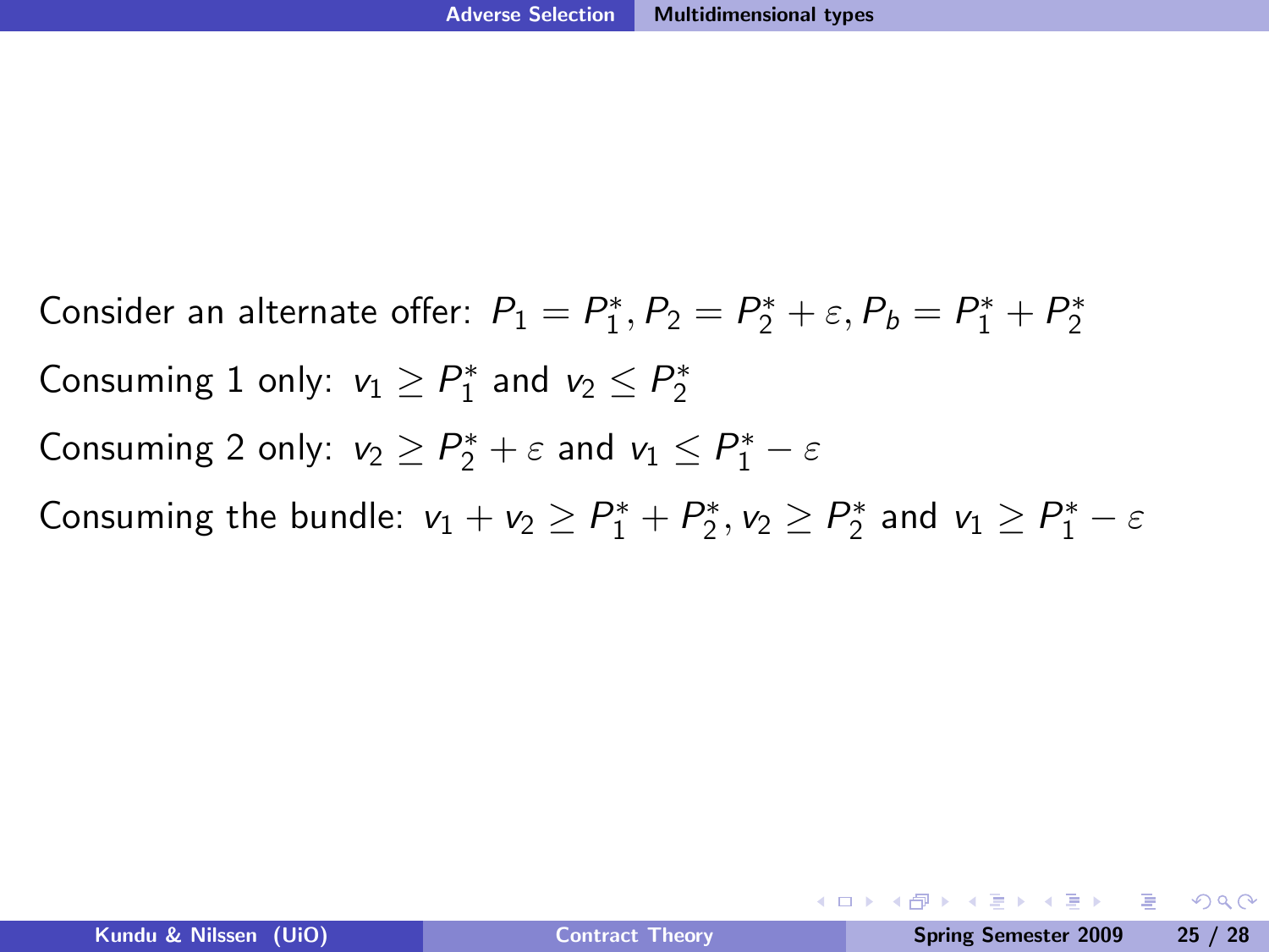Consider an alternate offer: $P_1 = P_1^*, P_2 = P_2^* + \varepsilon, P_b = P_1^* + P_2^*$

Consuming 1 only: $v_1 \geq P_1^*$ and $v_2 \leq P_2^*$

Consuming 2 only: $v_2 \geq P_2^* + \varepsilon$ and $v_1 \leq P_1^* - \varepsilon$

Consuming the bundle: $v_1 + v_2 \geq P_1^* + P_2^*, v_2 \geq P_2^*$ and $v_1 \geq P_1^* - \varepsilon$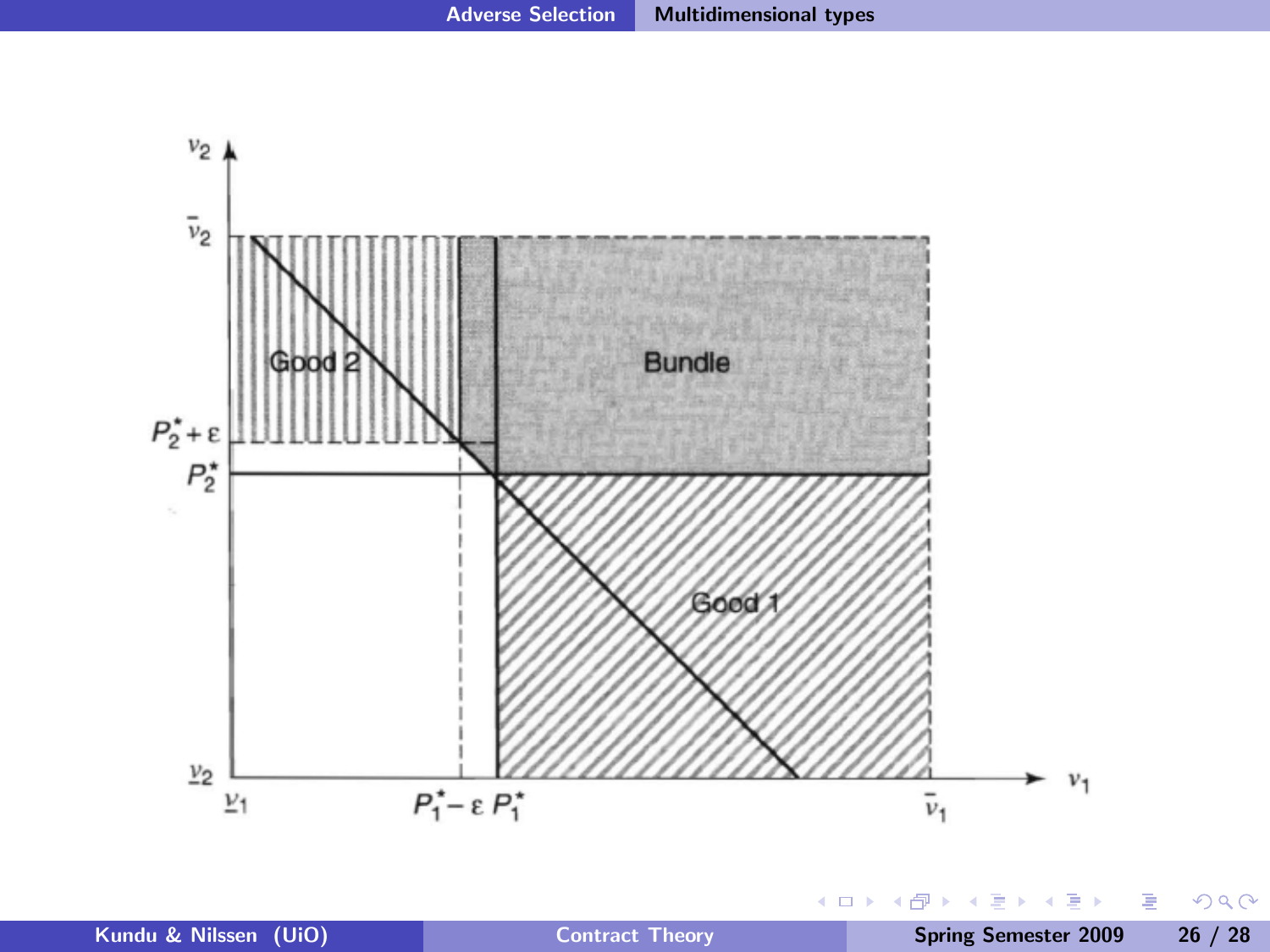$v_2$

$\bar{v}_2$

Good 2

Bundle

$P_2^* + \varepsilon$

$P_2^*$

Good 1

$\underline{v}_2$

$\underline{v}_1$ $\quad P_1^* - \varepsilon \; P_1^* \quad \bar{v}_1 \quad v_1$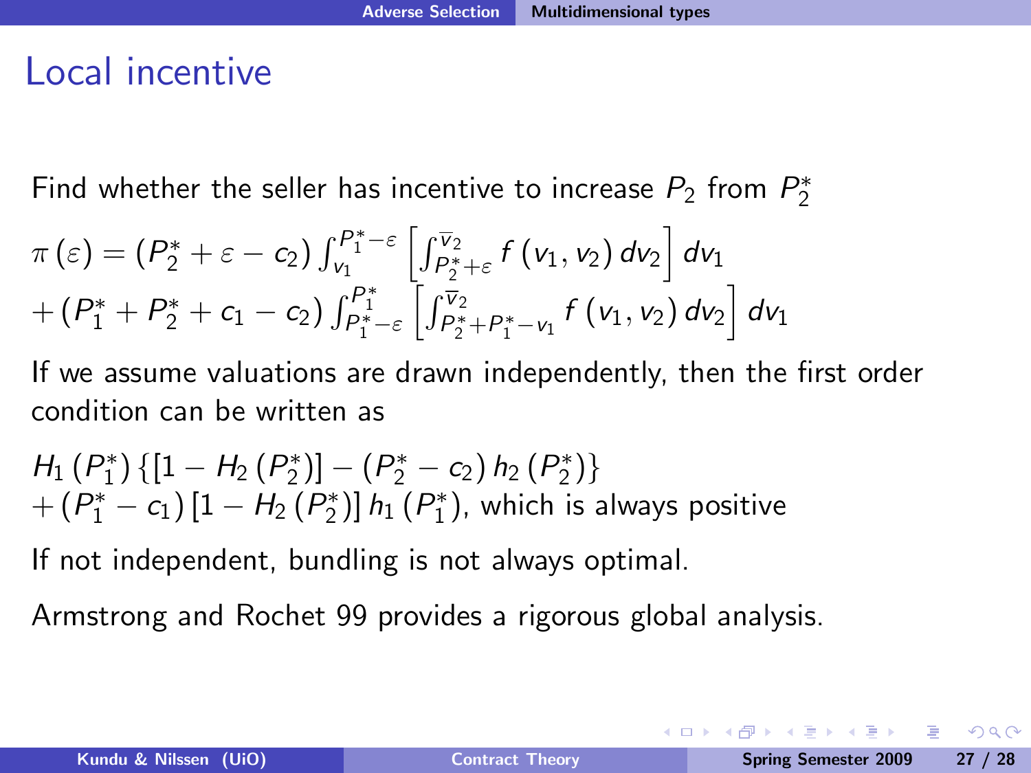# Local incentive

Find whether the seller has incentive to increase $P_2$ from $P_2^*$

$$\pi(\varepsilon) = (P_2^* + \varepsilon - c_2) \int_{\underline{v}_1}^{P_1^* - \varepsilon} \left[ \int_{P_2^* + \varepsilon}^{\overline{v}_2} f(v_1, v_2)\, dv_2 \right] dv_1$$
$$+ (P_1^* + P_2^* + c_1 - c_2) \int_{P_1^* - \varepsilon}^{P_1^*} \left[ \int_{P_2^* + P_1^* - v_1}^{\overline{v}_2} f(v_1, v_2)\, dv_2 \right] dv_1$$

If we assume valuations are drawn independently, then the first order condition can be written as

$$H_1(P_1^*) \{ [1 - H_2(P_2^*)] - (P_2^* - c_2) h_2(P_2^*) \}$$
$$+ (P_1^* - c_1) [1 - H_2(P_2^*)] h_1(P_1^*)$$, which is always positive

If not independent, bundling is not always optimal.

Armstrong and Rochet 99 provides a rigorous global analysis.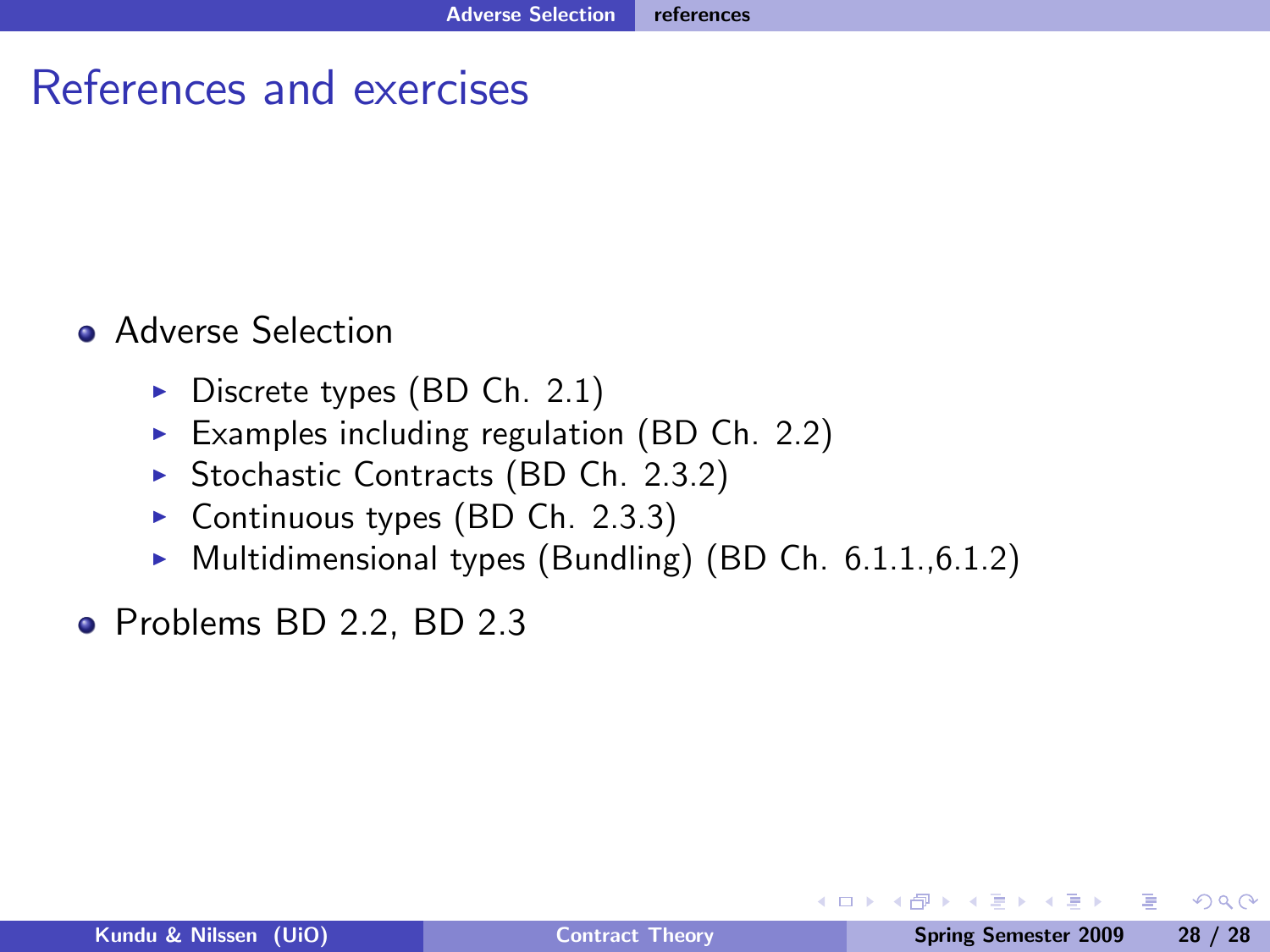# References and exercises

- Adverse Selection
  - Discrete types (BD Ch. 2.1)
  - Examples including regulation (BD Ch. 2.2)
  - Stochastic Contracts (BD Ch. 2.3.2)
  - Continuous types (BD Ch. 2.3.3)
  - Multidimensional types (Bundling) (BD Ch. 6.1.1.,6.1.2)
- Problems BD 2.2, BD 2.3